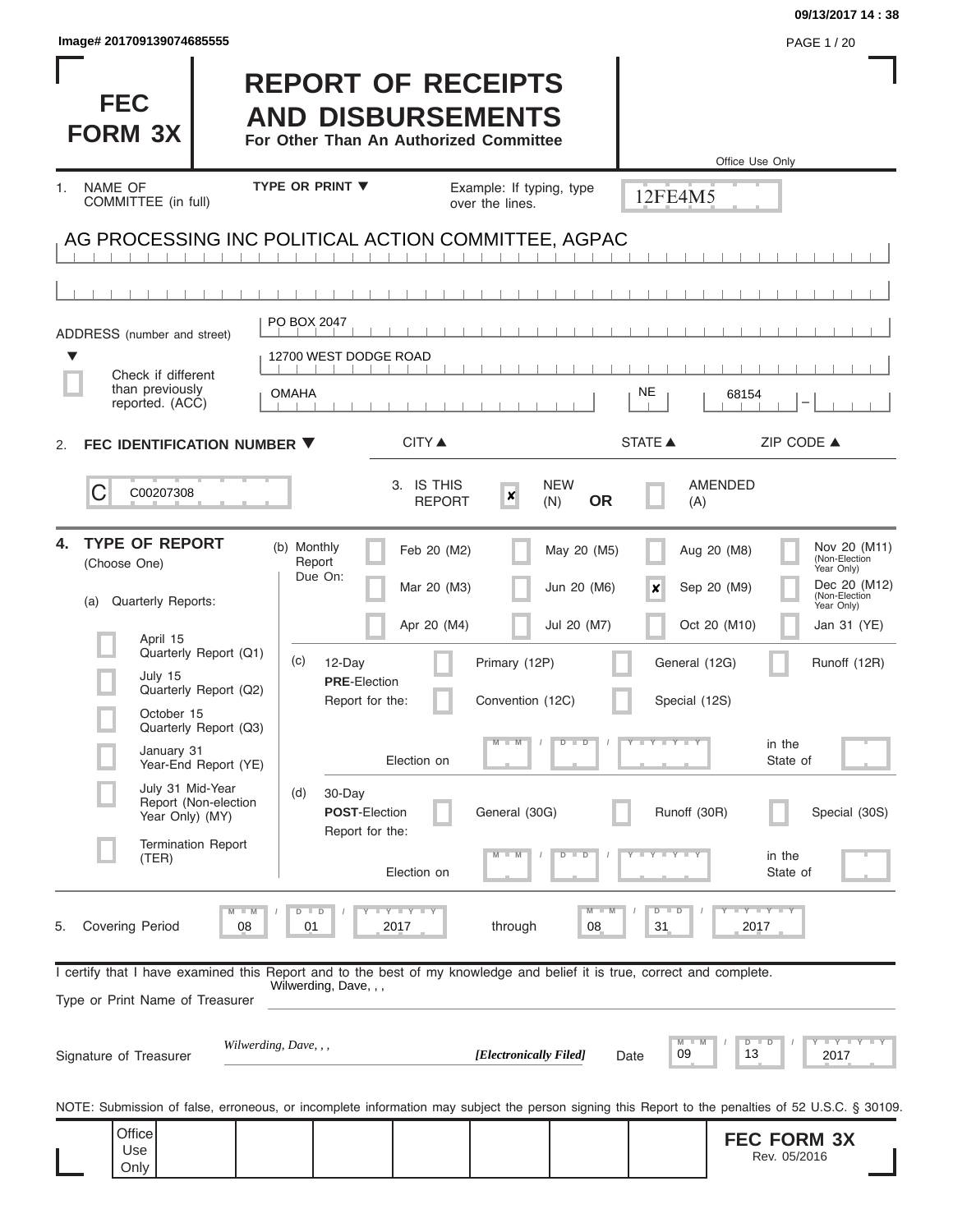Image# 201709139074685555

# FEC FORM 3X

# REPORT OF RECEIPTS AND DISBURSEMENTS

**For Other Than An Authorized Committee**

Office Use Only

12FE4M5

1. NAME OF COMMITTEE (in full) — TYPE OR PRINT ▼ — Example: If typing, type over the lines.

AG PROCESSING INC POLITICAL ACTION COMMITTEE, AGPAC

ADDRESS (number and street) ▼

PO BOX 2047

12700 WEST DODGE ROAD

☐ Check if different than previously reported. (ACC)

| CITY ▲ | STATE ▲ | ZIP CODE ▲ |
|---|---|---|
| OMAHA | NE | 68154 |

2. **FEC IDENTIFICATION NUMBER ▼**

C00207308

3. IS THIS REPORT: ☒ NEW (N) **OR** ☐ AMENDED (A)

4. **TYPE OF REPORT** (Choose One)

(a) Quarterly Reports:

- ☐ April 15 Quarterly Report (Q1)
- ☐ July 15 Quarterly Report (Q2)
- ☐ October 15 Quarterly Report (Q3)
- ☐ January 31 Year-End Report (YE)
- ☐ July 31 Mid-Year Report (Non-election Year Only) (MY)
- ☐ Termination Report (TER)

(b) Monthly Report Due On:

| | | | |
|---|---|---|---|
| ☐ Feb 20 (M2) | ☐ May 20 (M5) | ☐ Aug 20 (M8) | ☐ Nov 20 (M11) (Non-Election Year Only) |
| ☐ Mar 20 (M3) | ☐ Jun 20 (M6) | ☒ Sep 20 (M9) | ☐ Dec 20 (M12) (Non-Election Year Only) |
| ☐ Apr 20 (M4) | ☐ Jul 20 (M7) | ☐ Oct 20 (M10) | ☐ Jan 31 (YE) |

(c) 12-Day **PRE**-Election Report for the: ☐ Primary (12P) ☐ General (12G) ☐ Runoff (12R) ☐ Convention (12C) ☐ Special (12S)

Election on MM / DD / YYYY in the State of

(d) 30-Day **POST**-Election Report for the: ☐ General (30G) ☐ Runoff (30R) ☐ Special (30S)

Election on MM / DD / YYYY in the State of

5. Covering Period 08 / 01 / 2017 through 08 / 31 / 2017

I certify that I have examined this Report and to the best of my knowledge and belief it is true, correct and complete.

Type or Print Name of Treasurer: Wilwerding, Dave, , ,

Signature of Treasurer: *Wilwerding, Dave, , ,* ***[Electronically Filed]*** Date 09 / 13 / 2017

NOTE: Submission of false, erroneous, or incomplete information may subject the person signing this Report to the penalties of 52 U.S.C. § 30109.

Office Use Only

**FEC FORM 3X** Rev. 05/2016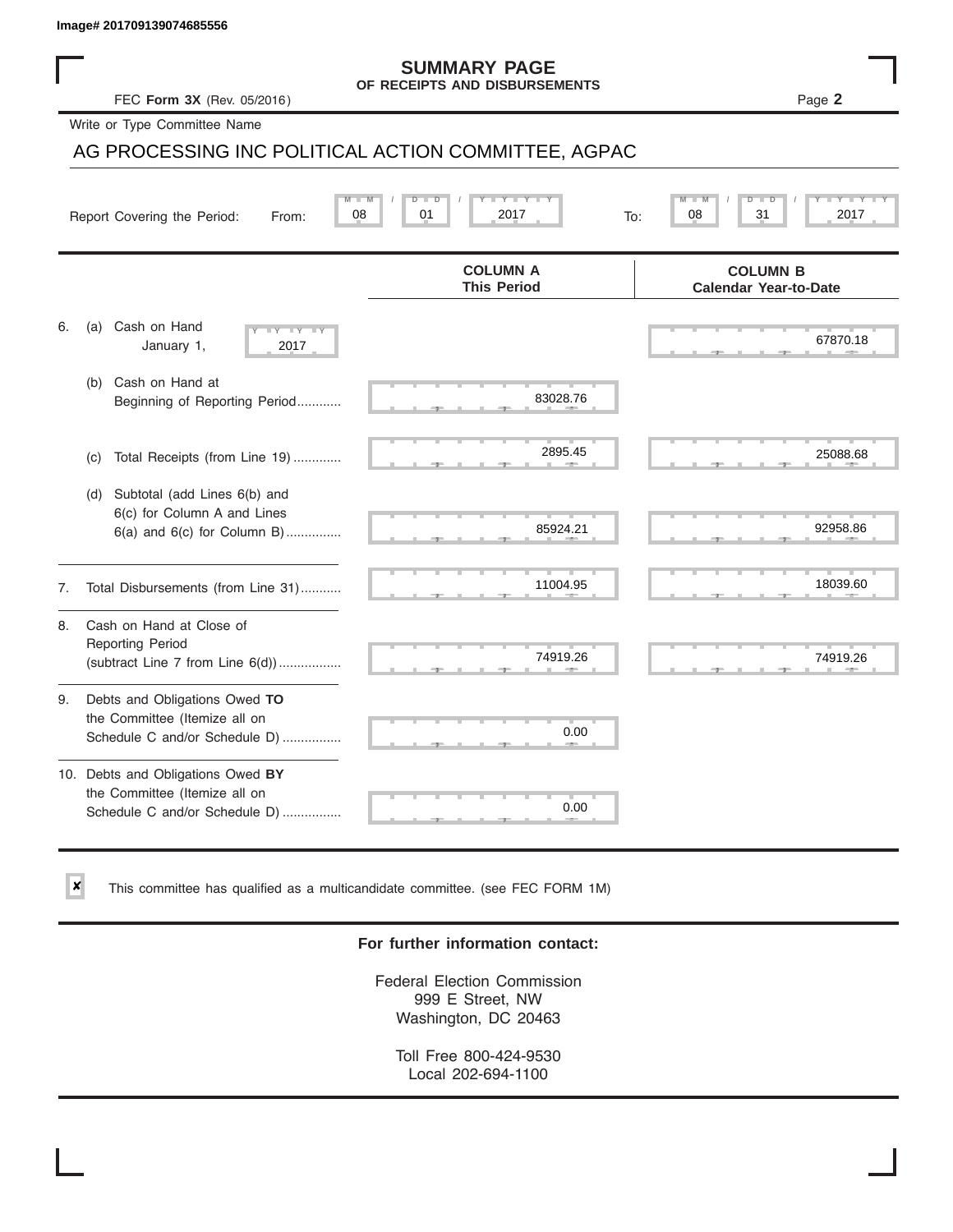Image# 201709139074685556

# SUMMARY PAGE
## OF RECEIPTS AND DISBURSEMENTS

FEC **Form 3X** (Rev. 05/2016) Page **2**

Write or Type Committee Name

AG PROCESSING INC POLITICAL ACTION COMMITTEE, AGPAC

Report Covering the Period: From: 08 / 01 / 2017 To: 08 / 31 / 2017

| | COLUMN A This Period | COLUMN B Calendar Year-to-Date |
|---|---|---|
| 6. (a) Cash on Hand January 1, 2017 | | 67870.18 |
| (b) Cash on Hand at Beginning of Reporting Period | 83028.76 | |
| (c) Total Receipts (from Line 19) | 2895.45 | 25088.68 |
| (d) Subtotal (add Lines 6(b) and 6(c) for Column A and Lines 6(a) and 6(c) for Column B) | 85924.21 | 92958.86 |
| 7. Total Disbursements (from Line 31) | 11004.95 | 18039.60 |
| 8. Cash on Hand at Close of Reporting Period (subtract Line 7 from Line 6(d)) | 74919.26 | 74919.26 |
| 9. Debts and Obligations Owed **TO** the Committee (Itemize all on Schedule C and/or Schedule D) | 0.00 | |
| 10. Debts and Obligations Owed **BY** the Committee (Itemize all on Schedule C and/or Schedule D) | 0.00 | |

☒ This committee has qualified as a multicandidate committee. (see FEC FORM 1M)

**For further information contact:**

Federal Election Commission
999 E Street, NW
Washington, DC 20463

Toll Free 800-424-9530
Local 202-694-1100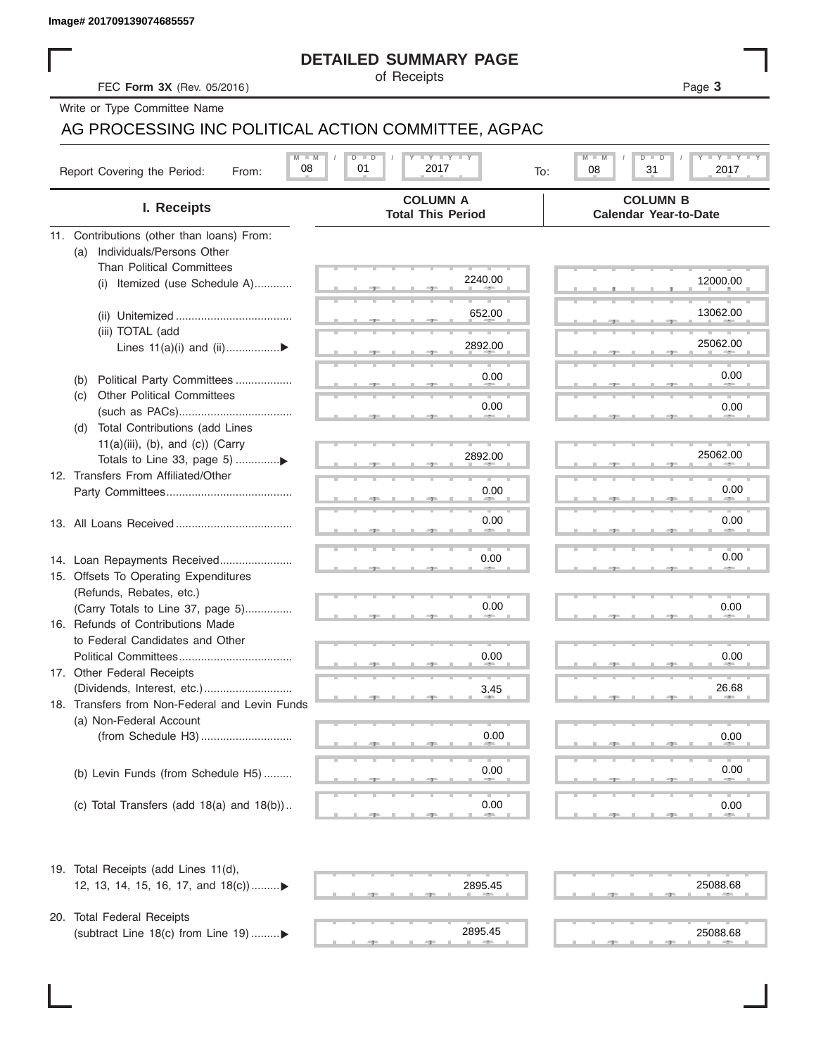Image# 201709139074685557

# DETAILED SUMMARY PAGE

of Receipts

FEC **Form 3X** (Rev. 05/2016)

Write or Type Committee Name

AG PROCESSING INC POLITICAL ACTION COMMITTEE, AGPAC

Report Covering the Period: From: 08 / 01 / 2017 To: 08 / 31 / 2017

| I. Receipts | COLUMN A Total This Period | COLUMN B Calendar Year-to-Date |
|---|---|---|
| 11. Contributions (other than loans) From: | | |
| (a) Individuals/Persons Other Than Political Committees | | |
| (i) Itemized (use Schedule A) | 2240.00 | 12000.00 |
| (ii) Unitemized | 652.00 | 13062.00 |
| (iii) TOTAL (add Lines 11(a)(i) and (ii) | 2892.00 | 25062.00 |
| (b) Political Party Committees | 0.00 | 0.00 |
| (c) Other Political Committees (such as PACs) | 0.00 | 0.00 |
| (d) Total Contributions (add Lines 11(a)(iii), (b), and (c)) (Carry Totals to Line 33, page 5) | 2892.00 | 25062.00 |
| 12. Transfers From Affiliated/Other Party Committees | 0.00 | 0.00 |
| 13. All Loans Received | 0.00 | 0.00 |
| 14. Loan Repayments Received | 0.00 | 0.00 |
| 15. Offsets To Operating Expenditures (Refunds, Rebates, etc.) (Carry Totals to Line 37, page 5) | 0.00 | 0.00 |
| 16. Refunds of Contributions Made to Federal Candidates and Other Political Committees | 0.00 | 0.00 |
| 17. Other Federal Receipts (Dividends, Interest, etc.) | 3.45 | 26.68 |
| 18. Transfers from Non-Federal and Levin Funds | | |
| (a) Non-Federal Account (from Schedule H3) | 0.00 | 0.00 |
| (b) Levin Funds (from Schedule H5) | 0.00 | 0.00 |
| (c) Total Transfers (add 18(a) and 18(b)) | 0.00 | 0.00 |
| 19. Total Receipts (add Lines 11(d), 12, 13, 14, 15, 16, 17, and 18(c)) | 2895.45 | 25088.68 |
| 20. Total Federal Receipts (subtract Line 18(c) from Line 19) | 2895.45 | 25088.68 |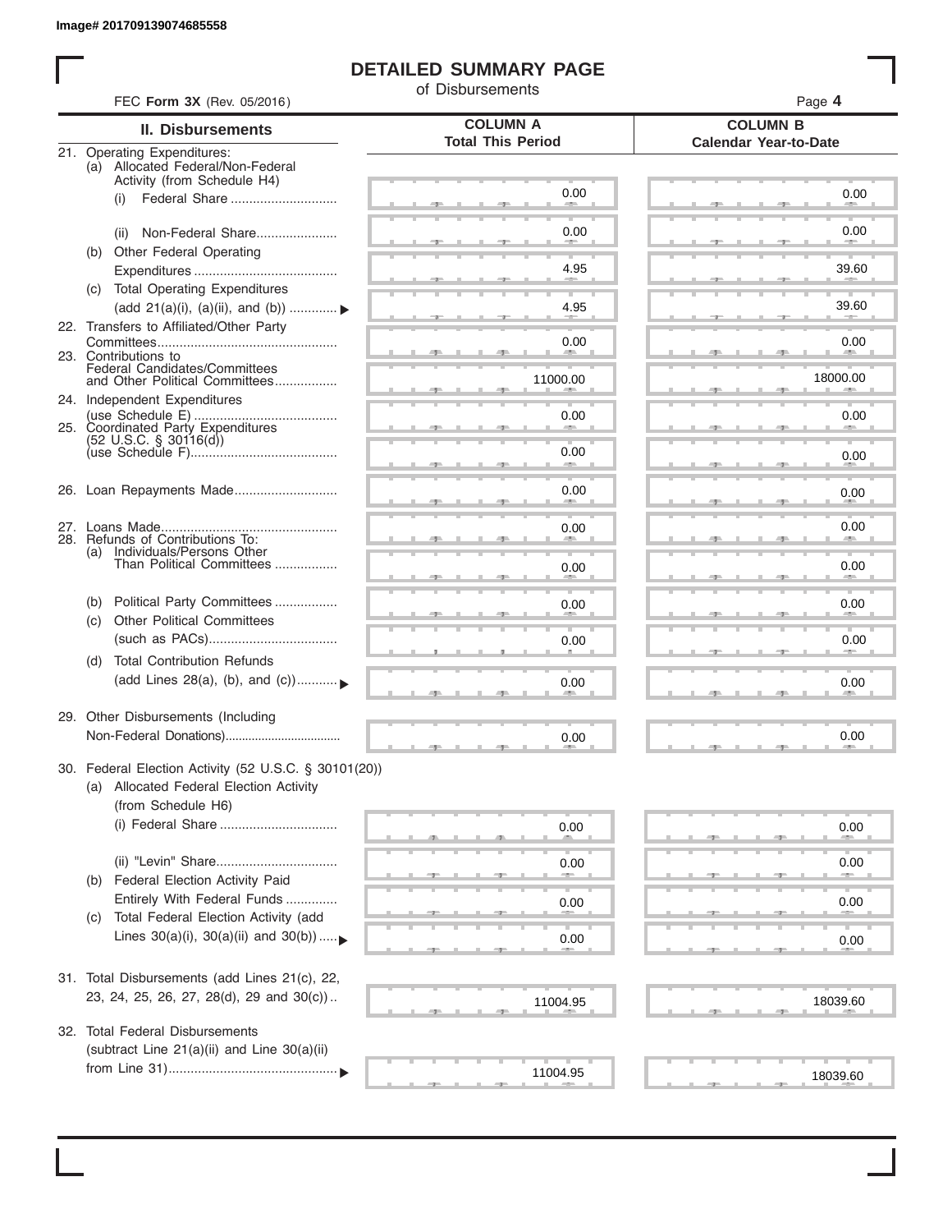Image# 201709139074685558

# DETAILED SUMMARY PAGE

of Disbursements

FEC **Form 3X** (Rev. 05/2016)

| II. Disbursements | COLUMN A Total This Period | COLUMN B Calendar Year-to-Date |
|---|---|---|
| 21. Operating Expenditures: | | |
| (a) Allocated Federal/Non-Federal Activity (from Schedule H4) | | |
| (i) Federal Share | 0.00 | 0.00 |
| (ii) Non-Federal Share | 0.00 | 0.00 |
| (b) Other Federal Operating Expenditures | 4.95 | 39.60 |
| (c) Total Operating Expenditures (add 21(a)(i), (a)(ii), and (b)) ▶ | 4.95 | 39.60 |
| 22. Transfers to Affiliated/Other Party Committees | 0.00 | 0.00 |
| 23. Contributions to Federal Candidates/Committees and Other Political Committees | 11000.00 | 18000.00 |
| 24. Independent Expenditures (use Schedule E) | 0.00 | 0.00 |
| 25. Coordinated Party Expenditures (52 U.S.C. § 30116(d)) (use Schedule F) | 0.00 | 0.00 |
| 26. Loan Repayments Made | 0.00 | 0.00 |
| 27. Loans Made | 0.00 | 0.00 |
| 28. Refunds of Contributions To: | | |
| (a) Individuals/Persons Other Than Political Committees | 0.00 | 0.00 |
| (b) Political Party Committees | 0.00 | 0.00 |
| (c) Other Political Committees (such as PACs) | 0.00 | 0.00 |
| (d) Total Contribution Refunds (add Lines 28(a), (b), and (c)) ▶ | 0.00 | 0.00 |
| 29. Other Disbursements (Including Non-Federal Donations) | 0.00 | 0.00 |
| 30. Federal Election Activity (52 U.S.C. § 30101(20)) | | |
| (a) Allocated Federal Election Activity (from Schedule H6) | | |
| (i) Federal Share | 0.00 | 0.00 |
| (ii) "Levin" Share | 0.00 | 0.00 |
| (b) Federal Election Activity Paid Entirely With Federal Funds | 0.00 | 0.00 |
| (c) Total Federal Election Activity (add Lines 30(a)(i), 30(a)(ii) and 30(b)) ▶ | 0.00 | 0.00 |
| 31. Total Disbursements (add Lines 21(c), 22, 23, 24, 25, 26, 27, 28(d), 29 and 30(c)) | 11004.95 | 18039.60 |
| 32. Total Federal Disbursements (subtract Line 21(a)(ii) and Line 30(a)(ii) from Line 31) ▶ | 11004.95 | 18039.60 |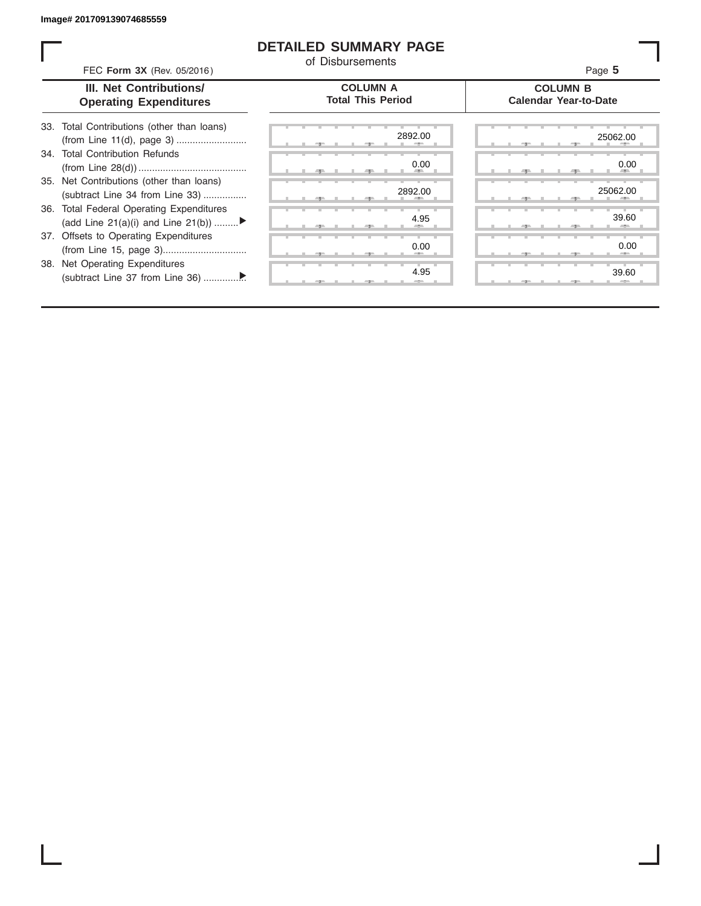Image# 201709139074685559

# DETAILED SUMMARY PAGE

of Disbursements

FEC **Form 3X** (Rev. 05/2016)

| III. Net Contributions/ Operating Expenditures | COLUMN A Total This Period | COLUMN B Calendar Year-to-Date |
|---|---|---|
| 33. Total Contributions (other than loans) (from Line 11(d), page 3) .......................... | 2892.00 | 25062.00 |
| 34. Total Contribution Refunds (from Line 28(d)) ........................................ | 0.00 | 0.00 |
| 35. Net Contributions (other than loans) (subtract Line 34 from Line 33) ................ | 2892.00 | 25062.00 |
| 36. Total Federal Operating Expenditures (add Line 21(a)(i) and Line 21(b)) .........▶ | 4.95 | 39.60 |
| 37. Offsets to Operating Expenditures (from Line 15, page 3)............................... | 0.00 | 0.00 |
| 38. Net Operating Expenditures (subtract Line 37 from Line 36) ...............▶ | 4.95 | 39.60 |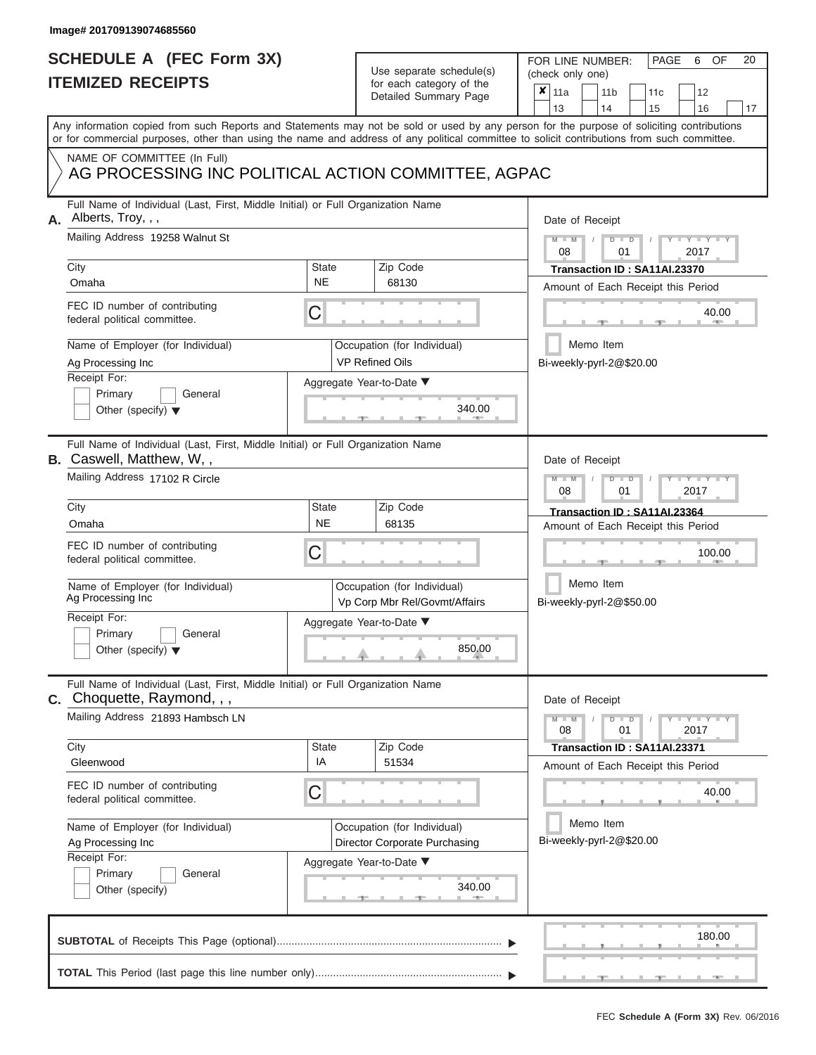Image# 201709139074685560

# SCHEDULE A (FEC Form 3X)
# ITEMIZED RECEIPTS

Use separate schedule(s) for each category of the Detailed Summary Page

FOR LINE NUMBER: (check only one)

- [x] 11a
- [ ] 11b
- [ ] 11c
- [ ] 12
- [ ] 13
- [ ] 14
- [ ] 15
- [ ] 16
- [ ] 17

Any information copied from such Reports and Statements may not be sold or used by any person for the purpose of soliciting contributions or for commercial purposes, other than using the name and address of any political committee to solicit contributions from such committee.

NAME OF COMMITTEE (In Full)

AG PROCESSING INC POLITICAL ACTION COMMITTEE, AGPAC

---

**A.** Full Name of Individual (Last, First, Middle Initial) or Full Organization Name: Alberts, Troy, , ,

Mailing Address: 19258 Walnut St

City: Omaha | State: NE | Zip Code: 68130

FEC ID number of contributing federal political committee: C

Name of Employer (for Individual): Ag Processing Inc

Occupation (for Individual): VP Refined Oils

Receipt For: Primary / General / Other (specify)

Aggregate Year-to-Date: 340.00

Date of Receipt: 08 / 01 / 2017

Transaction ID : SA11AI.23370

Amount of Each Receipt this Period: 40.00

Memo Item

Bi-weekly-pyrl-2@$20.00

---

**B.** Full Name of Individual (Last, First, Middle Initial) or Full Organization Name: Caswell, Matthew, W, ,

Mailing Address: 17102 R Circle

City: Omaha | State: NE | Zip Code: 68135

FEC ID number of contributing federal political committee: C

Name of Employer (for Individual): Ag Processing Inc

Occupation (for Individual): Vp Corp Mbr Rel/Govmt/Affairs

Receipt For: Primary / General / Other (specify)

Aggregate Year-to-Date: 850.00

Date of Receipt: 08 / 01 / 2017

Transaction ID : SA11AI.23364

Amount of Each Receipt this Period: 100.00

Memo Item

Bi-weekly-pyrl-2@$50.00

---

**C.** Full Name of Individual (Last, First, Middle Initial) or Full Organization Name: Choquette, Raymond, , ,

Mailing Address: 21893 Hambsch LN

City: Gleenwood | State: IA | Zip Code: 51534

FEC ID number of contributing federal political committee: C

Name of Employer (for Individual): Ag Processing Inc

Occupation (for Individual): Director Corporate Purchasing

Receipt For: Primary / General / Other (specify)

Aggregate Year-to-Date: 340.00

Date of Receipt: 08 / 01 / 2017

Transaction ID : SA11AI.23371

Amount of Each Receipt this Period: 40.00

Memo Item

Bi-weekly-pyrl-2@$20.00

---

**SUBTOTAL** of Receipts This Page (optional): 180.00

**TOTAL** This Period (last page this line number only):

FEC **Schedule A (Form 3X)** Rev. 06/2016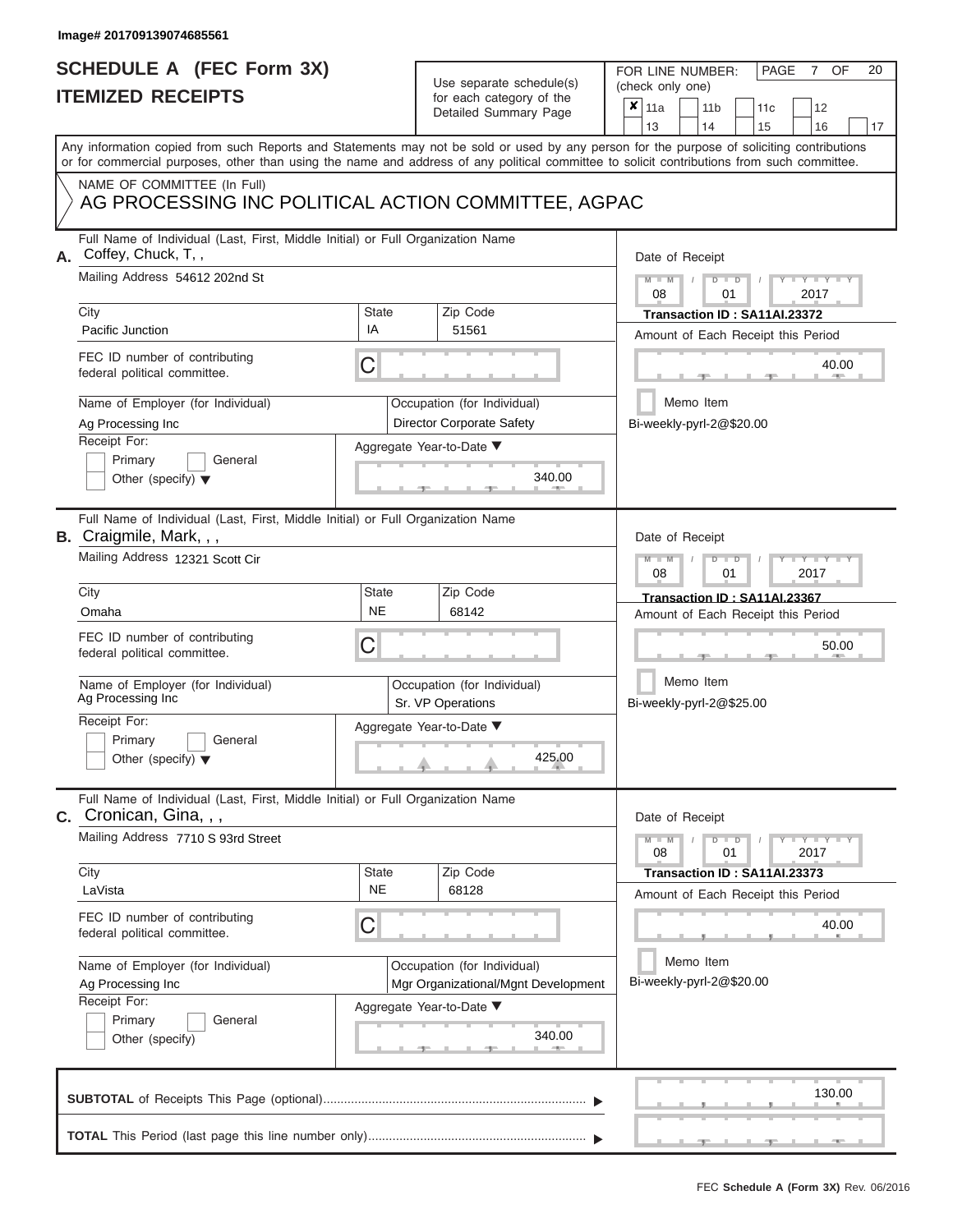Image# 201709139074685561

# SCHEDULE A (FEC Form 3X)
## ITEMIZED RECEIPTS

Use separate schedule(s) for each category of the Detailed Summary Page

FOR LINE NUMBER: (check only one)

- [x] 11a
- [ ] 11b
- [ ] 11c
- [ ] 12
- [ ] 13
- [ ] 14
- [ ] 15
- [ ] 16
- [ ] 17

PAGE 7 OF 20

Any information copied from such Reports and Statements may not be sold or used by any person for the purpose of soliciting contributions or for commercial purposes, other than using the name and address of any political committee to solicit contributions from such committee.

NAME OF COMMITTEE (In Full)
AG PROCESSING INC POLITICAL ACTION COMMITTEE, AGPAC

---

**A.** Full Name of Individual (Last, First, Middle Initial) or Full Organization Name: Coffey, Chuck, T, ,

Mailing Address: 54612 202nd St

City: Pacific Junction | State: IA | Zip Code: 51561

FEC ID number of contributing federal political committee: C

Name of Employer (for Individual): Ag Processing Inc

Occupation (for Individual): Director Corporate Safety

Receipt For: Primary / General / Other (specify)

Aggregate Year-to-Date: 340.00

Date of Receipt: 08 / 01 / 2017

Transaction ID : SA11AI.23372

Amount of Each Receipt this Period: 40.00

Memo Item

Bi-weekly-pyrl-2@$20.00

---

**B.** Full Name of Individual (Last, First, Middle Initial) or Full Organization Name: Craigmile, Mark, , ,

Mailing Address: 12321 Scott Cir

City: Omaha | State: NE | Zip Code: 68142

FEC ID number of contributing federal political committee: C

Name of Employer (for Individual): Ag Processing Inc

Occupation (for Individual): Sr. VP Operations

Receipt For: Primary / General / Other (specify)

Aggregate Year-to-Date: 425.00

Date of Receipt: 08 / 01 / 2017

Transaction ID : SA11AI.23367

Amount of Each Receipt this Period: 50.00

Memo Item

Bi-weekly-pyrl-2@$25.00

---

**C.** Full Name of Individual (Last, First, Middle Initial) or Full Organization Name: Cronican, Gina, , ,

Mailing Address: 7710 S 93rd Street

City: LaVista | State: NE | Zip Code: 68128

FEC ID number of contributing federal political committee: C

Name of Employer (for Individual): Ag Processing Inc

Occupation (for Individual): Mgr Organizational/Mgnt Development

Receipt For: Primary / General / Other (specify)

Aggregate Year-to-Date: 340.00

Date of Receipt: 08 / 01 / 2017

Transaction ID : SA11AI.23373

Amount of Each Receipt this Period: 40.00

Memo Item

Bi-weekly-pyrl-2@$20.00

---

**SUBTOTAL** of Receipts This Page (optional): 130.00

**TOTAL** This Period (last page this line number only):

FEC Schedule A (Form 3X) Rev. 06/2016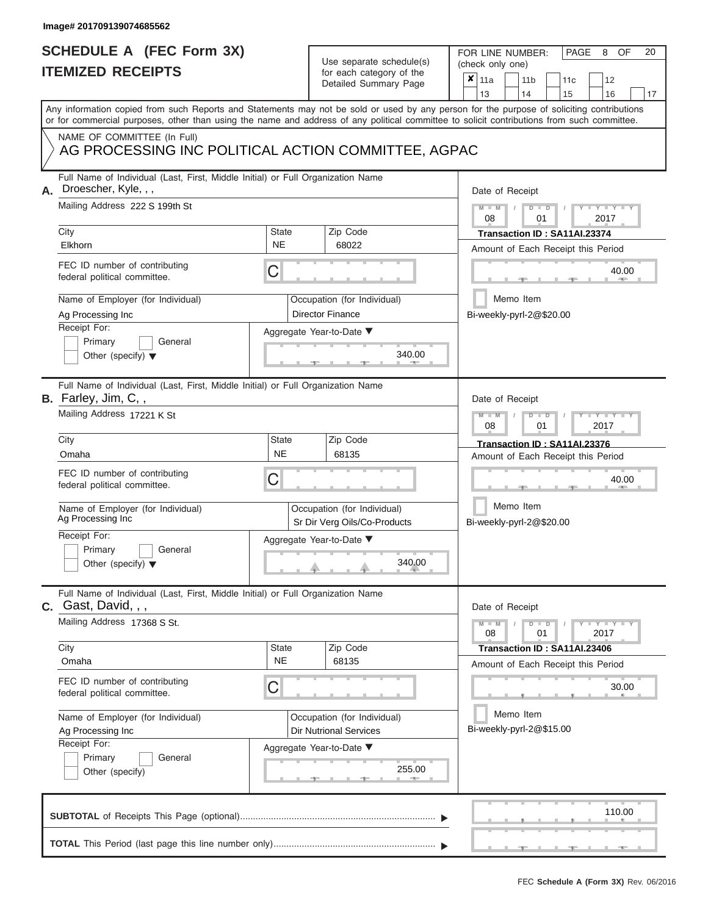Image# 201709139074685562

# SCHEDULE A (FEC Form 3X)
# ITEMIZED RECEIPTS

Use separate schedule(s) for each category of the Detailed Summary Page

FOR LINE NUMBER: (check only one)

- [x] 11a
- [ ] 11b
- [ ] 11c
- [ ] 12
- [ ] 13
- [ ] 14
- [ ] 15
- [ ] 16
- [ ] 17

PAGE 8 OF 20

Any information copied from such Reports and Statements may not be sold or used by any person for the purpose of soliciting contributions or for commercial purposes, other than using the name and address of any political committee to solicit contributions from such committee.

NAME OF COMMITTEE (In Full)
AG PROCESSING INC POLITICAL ACTION COMMITTEE, AGPAC

---

**A.** Full Name of Individual (Last, First, Middle Initial) or Full Organization Name: Droescher, Kyle, , ,

Mailing Address: 222 S 199th St

City: Elkhorn | State: NE | Zip Code: 68022

FEC ID number of contributing federal political committee: C

Name of Employer (for Individual): Ag Processing Inc

Occupation (for Individual): Director Finance

Receipt For: [ ] Primary [ ] General [ ] Other (specify)

Aggregate Year-to-Date: 340.00

Date of Receipt: 08 / 01 / 2017

Transaction ID : SA11AI.23374

Amount of Each Receipt this Period: 40.00

[ ] Memo Item

Bi-weekly-pyrl-2@$20.00

---

**B.** Full Name of Individual (Last, First, Middle Initial) or Full Organization Name: Farley, Jim, C, ,

Mailing Address: 17221 K St

City: Omaha | State: NE | Zip Code: 68135

FEC ID number of contributing federal political committee: C

Name of Employer (for Individual): Ag Processing Inc

Occupation (for Individual): Sr Dir Verg Oils/Co-Products

Receipt For: [ ] Primary [ ] General [ ] Other (specify)

Aggregate Year-to-Date: 340.00

Date of Receipt: 08 / 01 / 2017

Transaction ID : SA11AI.23376

Amount of Each Receipt this Period: 40.00

[ ] Memo Item

Bi-weekly-pyrl-2@$20.00

---

**C.** Full Name of Individual (Last, First, Middle Initial) or Full Organization Name: Gast, David, , ,

Mailing Address: 17368 S St.

City: Omaha | State: NE | Zip Code: 68135

FEC ID number of contributing federal political committee: C

Name of Employer (for Individual): Ag Processing Inc

Occupation (for Individual): Dir Nutrional Services

Receipt For: [ ] Primary [ ] General [ ] Other (specify)

Aggregate Year-to-Date: 255.00

Date of Receipt: 08 / 01 / 2017

Transaction ID : SA11AI.23406

Amount of Each Receipt this Period: 30.00

[ ] Memo Item

Bi-weekly-pyrl-2@$15.00

---

**SUBTOTAL** of Receipts This Page (optional): 110.00

**TOTAL** This Period (last page this line number only):

FEC Schedule A (Form 3X) Rev. 06/2016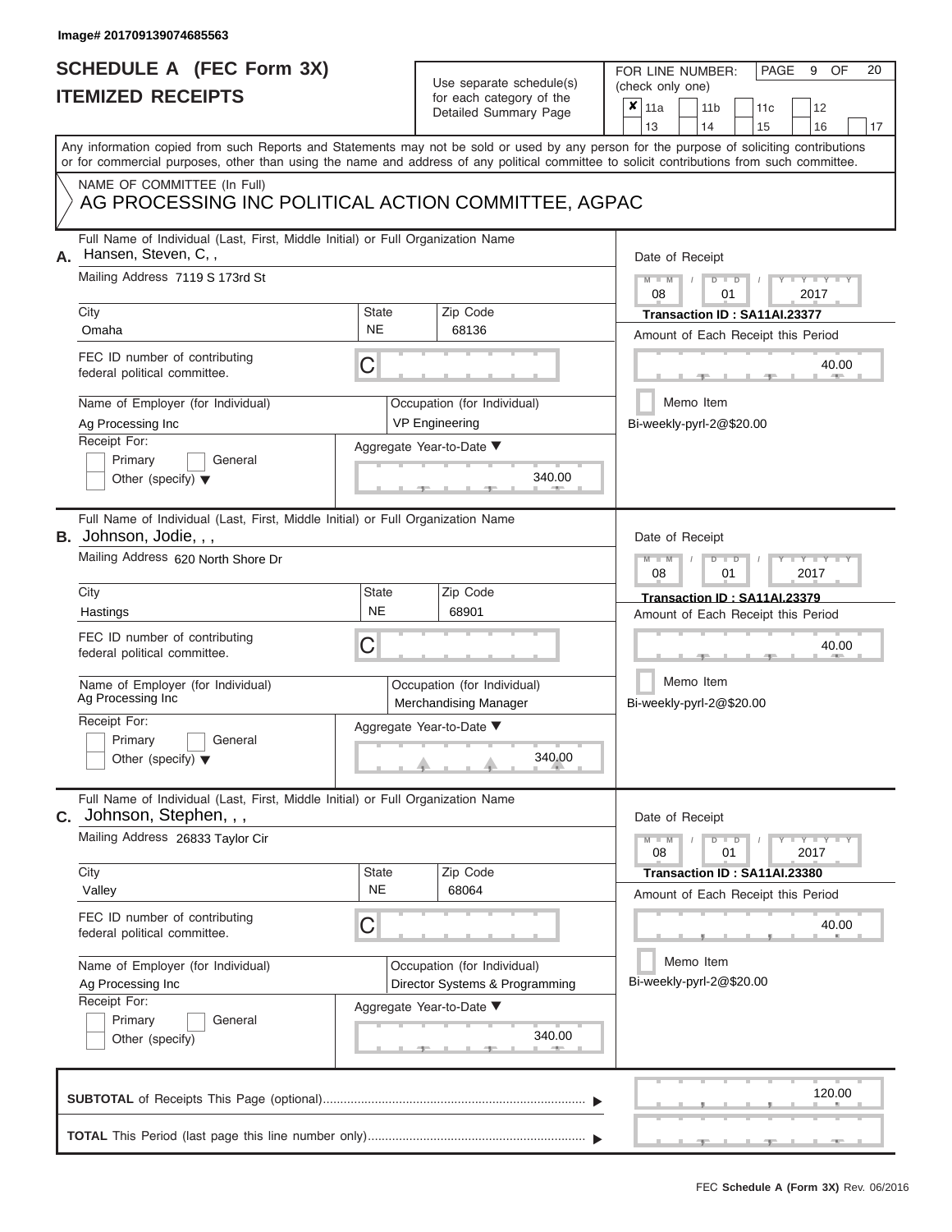Image# 201709139074685563

# SCHEDULE A (FEC Form 3X)
## ITEMIZED RECEIPTS

Use separate schedule(s) for each category of the Detailed Summary Page

FOR LINE NUMBER: (check only one)

| ✘ 11a | 11b | 11c | 12 |
|---|---|---|---|
| 13 | 14 | 15 | 16 | 17 |

PAGE 9 OF 20

Any information copied from such Reports and Statements may not be sold or used by any person for the purpose of soliciting contributions or for commercial purposes, other than using the name and address of any political committee to solicit contributions from such committee.

NAME OF COMMITTEE (In Full)
AG PROCESSING INC POLITICAL ACTION COMMITTEE, AGPAC

---

**A.** Full Name of Individual (Last, First, Middle Initial) or Full Organization Name: Hansen, Steven, C, ,

Mailing Address: 7119 S 173rd St

City: Omaha | State: NE | Zip Code: 68136

FEC ID number of contributing federal political committee: C

Name of Employer (for Individual): Ag Processing Inc

Occupation (for Individual): VP Engineering

Receipt For: Primary / General / Other (specify)

Aggregate Year-to-Date: 340.00

Date of Receipt: 08 / 01 / 2017

Transaction ID : SA11AI.23377

Amount of Each Receipt this Period: 40.00

Memo Item

Bi-weekly-pyrl-2@$20.00

---

**B.** Full Name of Individual (Last, First, Middle Initial) or Full Organization Name: Johnson, Jodie, , ,

Mailing Address: 620 North Shore Dr

City: Hastings | State: NE | Zip Code: 68901

FEC ID number of contributing federal political committee: C

Name of Employer (for Individual): Ag Processing Inc

Occupation (for Individual): Merchandising Manager

Receipt For: Primary / General / Other (specify)

Aggregate Year-to-Date: 340.00

Date of Receipt: 08 / 01 / 2017

Transaction ID : SA11AI.23379

Amount of Each Receipt this Period: 40.00

Memo Item

Bi-weekly-pyrl-2@$20.00

---

**C.** Full Name of Individual (Last, First, Middle Initial) or Full Organization Name: Johnson, Stephen, , ,

Mailing Address: 26833 Taylor Cir

City: Valley | State: NE | Zip Code: 68064

FEC ID number of contributing federal political committee: C

Name of Employer (for Individual): Ag Processing Inc

Occupation (for Individual): Director Systems & Programming

Receipt For: Primary / General / Other (specify)

Aggregate Year-to-Date: 340.00

Date of Receipt: 08 / 01 / 2017

Transaction ID : SA11AI.23380

Amount of Each Receipt this Period: 40.00

Memo Item

Bi-weekly-pyrl-2@$20.00

---

**SUBTOTAL** of Receipts This Page (optional): 120.00

**TOTAL** This Period (last page this line number only):

FEC **Schedule A (Form 3X)** Rev. 06/2016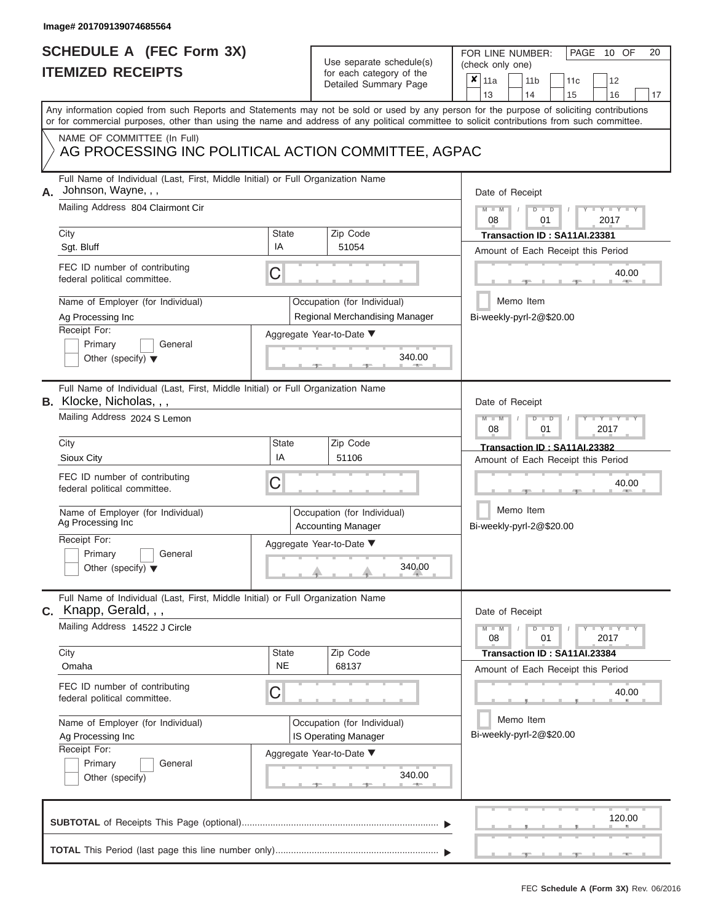Image# 201709139074685564

# SCHEDULE A (FEC Form 3X)
## ITEMIZED RECEIPTS

Use separate schedule(s) for each category of the Detailed Summary Page

FOR LINE NUMBER: (check only one)

- [x] 11a
- [ ] 11b
- [ ] 11c
- [ ] 12
- [ ] 13
- [ ] 14
- [ ] 15
- [ ] 16
- [ ] 17

PAGE 10 OF 20

Any information copied from such Reports and Statements may not be sold or used by any person for the purpose of soliciting contributions or for commercial purposes, other than using the name and address of any political committee to solicit contributions from such committee.

NAME OF COMMITTEE (In Full)
AG PROCESSING INC POLITICAL ACTION COMMITTEE, AGPAC

---

**A.** Full Name of Individual (Last, First, Middle Initial) or Full Organization Name: Johnson, Wayne, , ,

Mailing Address: 804 Clairmont Cir

City: Sgt. Bluff | State: IA | Zip Code: 51054

FEC ID number of contributing federal political committee: C

Name of Employer (for Individual): Ag Processing Inc

Occupation (for Individual): Regional Merchandising Manager

Receipt For: Primary / General / Other (specify)

Aggregate Year-to-Date: 340.00

Date of Receipt: 08 / 01 / 2017

Transaction ID : SA11AI.23381

Amount of Each Receipt this Period: 40.00

Memo Item

Bi-weekly-pyrl-2@$20.00

---

**B.** Full Name of Individual (Last, First, Middle Initial) or Full Organization Name: Klocke, Nicholas, , ,

Mailing Address: 2024 S Lemon

City: Sioux City | State: IA | Zip Code: 51106

FEC ID number of contributing federal political committee: C

Name of Employer (for Individual): Ag Processing Inc

Occupation (for Individual): Accounting Manager

Receipt For: Primary / General / Other (specify)

Aggregate Year-to-Date: 340.00

Date of Receipt: 08 / 01 / 2017

Transaction ID : SA11AI.23382

Amount of Each Receipt this Period: 40.00

Memo Item

Bi-weekly-pyrl-2@$20.00

---

**C.** Full Name of Individual (Last, First, Middle Initial) or Full Organization Name: Knapp, Gerald, , ,

Mailing Address: 14522 J Circle

City: Omaha | State: NE | Zip Code: 68137

FEC ID number of contributing federal political committee: C

Name of Employer (for Individual): Ag Processing Inc

Occupation (for Individual): IS Operating Manager

Receipt For: Primary / General / Other (specify)

Aggregate Year-to-Date: 340.00

Date of Receipt: 08 / 01 / 2017

Transaction ID : SA11AI.23384

Amount of Each Receipt this Period: 40.00

Memo Item

Bi-weekly-pyrl-2@$20.00

---

**SUBTOTAL** of Receipts This Page (optional): 120.00

**TOTAL** This Period (last page this line number only):

FEC Schedule A (Form 3X) Rev. 06/2016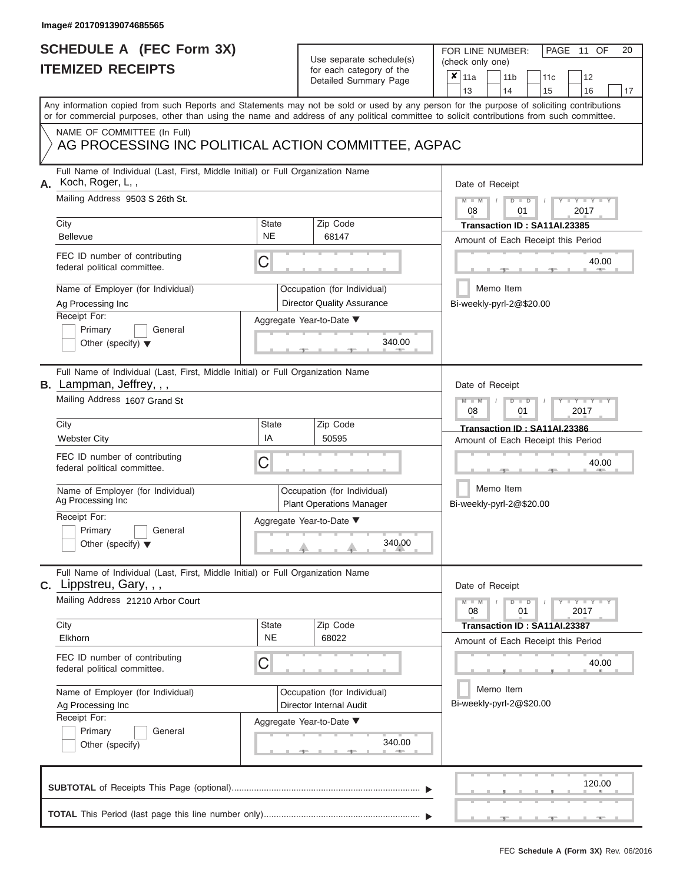Image# 201709139074685565

# SCHEDULE A (FEC Form 3X)
# ITEMIZED RECEIPTS

Use separate schedule(s) for each category of the Detailed Summary Page

FOR LINE NUMBER: (check only one)

- [x] 11a
- [ ] 11b
- [ ] 11c
- [ ] 12
- [ ] 13
- [ ] 14
- [ ] 15
- [ ] 16
- [ ] 17

PAGE 11 OF 20

Any information copied from such Reports and Statements may not be sold or used by any person for the purpose of soliciting contributions or for commercial purposes, other than using the name and address of any political committee to solicit contributions from such committee.

NAME OF COMMITTEE (In Full)
AG PROCESSING INC POLITICAL ACTION COMMITTEE, AGPAC

---

**A.** Full Name of Individual (Last, First, Middle Initial) or Full Organization Name: Koch, Roger, L, ,

Mailing Address: 9503 S 26th St.

| City | State | Zip Code |
|---|---|---|
| Bellevue | NE | 68147 |

FEC ID number of contributing federal political committee: C

Name of Employer (for Individual): Ag Processing Inc

Occupation (for Individual): Director Quality Assurance

Receipt For: [ ] Primary [ ] General [ ] Other (specify)

Aggregate Year-to-Date: 340.00

Date of Receipt: 08 / 01 / 2017

Transaction ID : SA11AI.23385

Amount of Each Receipt this Period: 40.00

[ ] Memo Item

Bi-weekly-pyrl-2@$20.00

---

**B.** Full Name of Individual (Last, First, Middle Initial) or Full Organization Name: Lampman, Jeffrey, , ,

Mailing Address: 1607 Grand St

| City | State | Zip Code |
|---|---|---|
| Webster City | IA | 50595 |

FEC ID number of contributing federal political committee: C

Name of Employer (for Individual): Ag Processing Inc

Occupation (for Individual): Plant Operations Manager

Receipt For: [ ] Primary [ ] General [ ] Other (specify)

Aggregate Year-to-Date: 340.00

Date of Receipt: 08 / 01 / 2017

Transaction ID : SA11AI.23386

Amount of Each Receipt this Period: 40.00

[ ] Memo Item

Bi-weekly-pyrl-2@$20.00

---

**C.** Full Name of Individual (Last, First, Middle Initial) or Full Organization Name: Lippstreu, Gary, , ,

Mailing Address: 21210 Arbor Court

| City | State | Zip Code |
|---|---|---|
| Elkhorn | NE | 68022 |

FEC ID number of contributing federal political committee: C

Name of Employer (for Individual): Ag Processing Inc

Occupation (for Individual): Director Internal Audit

Receipt For: [ ] Primary [ ] General [ ] Other (specify)

Aggregate Year-to-Date: 340.00

Date of Receipt: 08 / 01 / 2017

Transaction ID : SA11AI.23387

Amount of Each Receipt this Period: 40.00

[ ] Memo Item

Bi-weekly-pyrl-2@$20.00

---

**SUBTOTAL** of Receipts This Page (optional): 120.00

**TOTAL** This Period (last page this line number only):

FEC Schedule A (Form 3X) Rev. 06/2016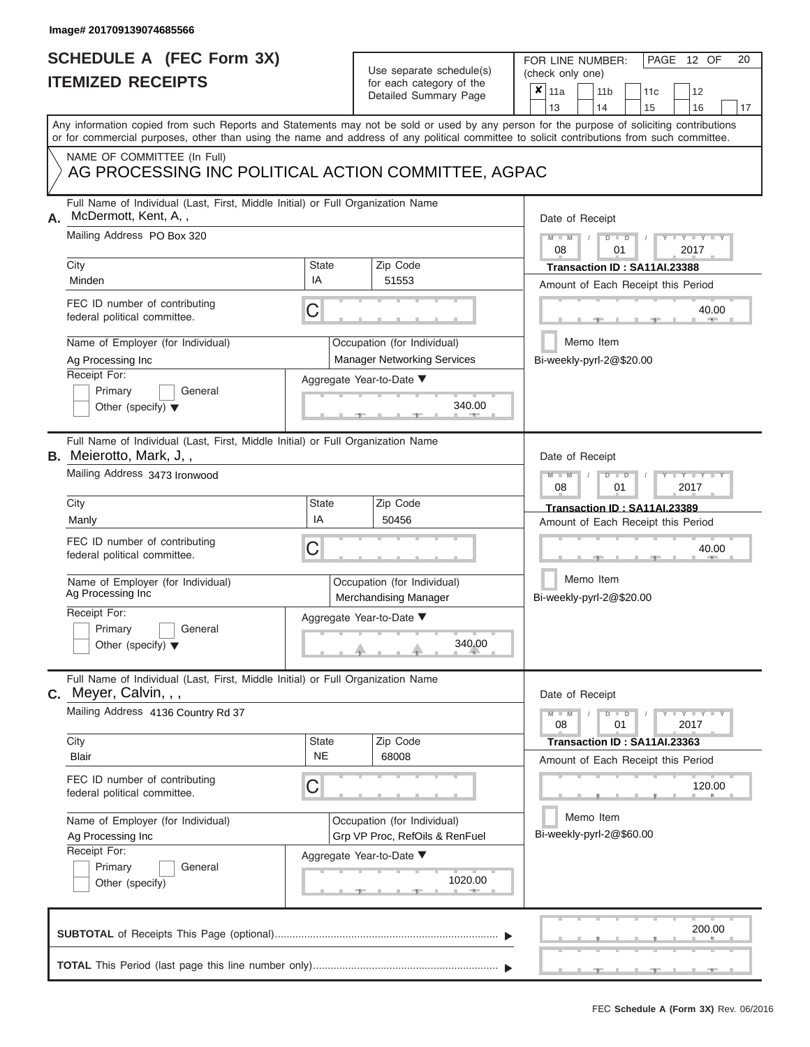Image# 201709139074685566

# SCHEDULE A (FEC Form 3X)
## ITEMIZED RECEIPTS

Use separate schedule(s) for each category of the Detailed Summary Page

FOR LINE NUMBER: (check only one)

- [x] 11a
- [ ] 11b
- [ ] 11c
- [ ] 12
- [ ] 13
- [ ] 14
- [ ] 15
- [ ] 16
- [ ] 17

PAGE 12 OF 20

Any information copied from such Reports and Statements may not be sold or used by any person for the purpose of soliciting contributions or for commercial purposes, other than using the name and address of any political committee to solicit contributions from such committee.

NAME OF COMMITTEE (In Full)
AG PROCESSING INC POLITICAL ACTION COMMITTEE, AGPAC

---

**A.** Full Name of Individual (Last, First, Middle Initial) or Full Organization Name: McDermott, Kent, A, ,

Mailing Address: PO Box 320

City: Minden | State: IA | Zip Code: 51553

FEC ID number of contributing federal political committee: C

Name of Employer (for Individual): Ag Processing Inc

Occupation (for Individual): Manager Networking Services

Receipt For: Primary / General / Other (specify)

Aggregate Year-to-Date: 340.00

Date of Receipt: 08 / 01 / 2017

Transaction ID : SA11AI.23388

Amount of Each Receipt this Period: 40.00

Memo Item

Bi-weekly-pyrl-2@$20.00

---

**B.** Full Name of Individual (Last, First, Middle Initial) or Full Organization Name: Meierotto, Mark, J, ,

Mailing Address: 3473 Ironwood

City: Manly | State: IA | Zip Code: 50456

FEC ID number of contributing federal political committee: C

Name of Employer (for Individual): Ag Processing Inc

Occupation (for Individual): Merchandising Manager

Receipt For: Primary / General / Other (specify)

Aggregate Year-to-Date: 340.00

Date of Receipt: 08 / 01 / 2017

Transaction ID : SA11AI.23389

Amount of Each Receipt this Period: 40.00

Memo Item

Bi-weekly-pyrl-2@$20.00

---

**C.** Full Name of Individual (Last, First, Middle Initial) or Full Organization Name: Meyer, Calvin, , ,

Mailing Address: 4136 Country Rd 37

City: Blair | State: NE | Zip Code: 68008

FEC ID number of contributing federal political committee: C

Name of Employer (for Individual): Ag Processing Inc

Occupation (for Individual): Grp VP Proc, RefOils & RenFuel

Receipt For: Primary / General / Other (specify)

Aggregate Year-to-Date: 1020.00

Date of Receipt: 08 / 01 / 2017

Transaction ID : SA11AI.23363

Amount of Each Receipt this Period: 120.00

Memo Item

Bi-weekly-pyrl-2@$60.00

---

**SUBTOTAL** of Receipts This Page (optional): 200.00

**TOTAL** This Period (last page this line number only):

FEC **Schedule A (Form 3X)** Rev. 06/2016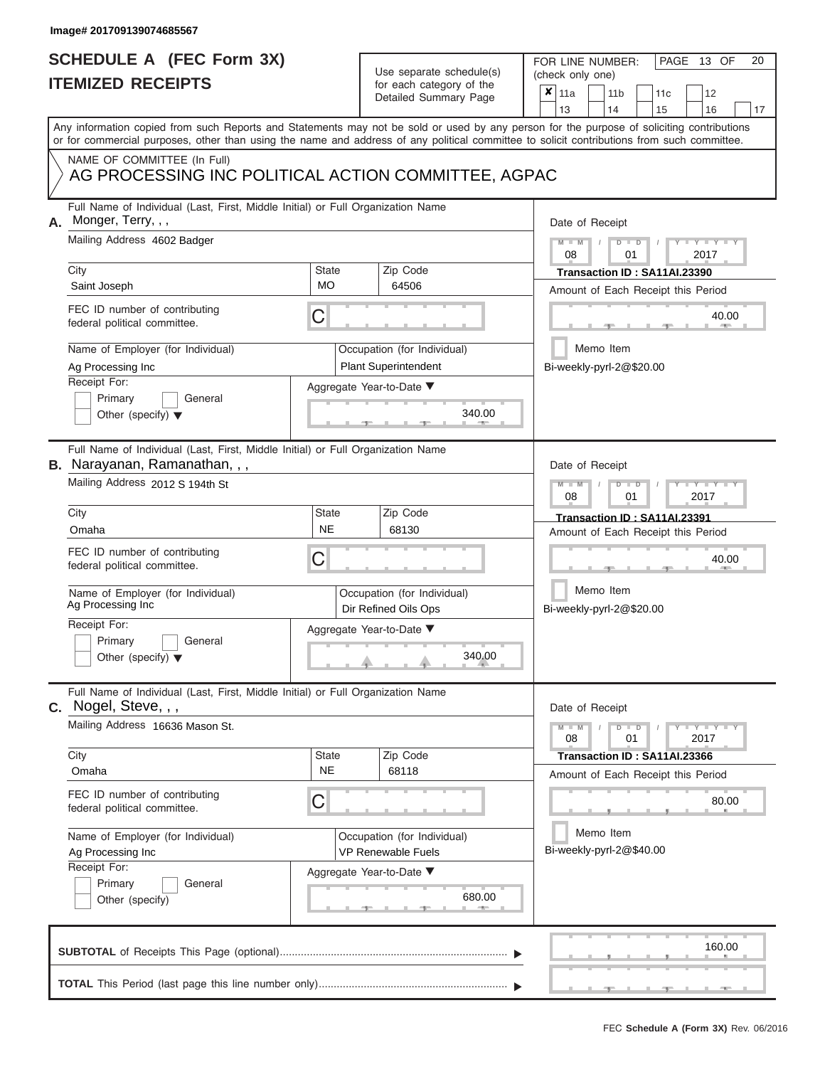Image# 201709139074685567

# SCHEDULE A (FEC Form 3X)
## ITEMIZED RECEIPTS

Use separate schedule(s) for each category of the Detailed Summary Page

FOR LINE NUMBER: (check only one)

- [x] 11a
- [ ] 11b
- [ ] 11c
- [ ] 12
- [ ] 13
- [ ] 14
- [ ] 15
- [ ] 16
- [ ] 17

PAGE 13 OF 20

Any information copied from such Reports and Statements may not be sold or used by any person for the purpose of soliciting contributions or for commercial purposes, other than using the name and address of any political committee to solicit contributions from such committee.

NAME OF COMMITTEE (In Full)
AG PROCESSING INC POLITICAL ACTION COMMITTEE, AGPAC

---

**A.** Full Name of Individual (Last, First, Middle Initial) or Full Organization Name: Monger, Terry, , ,

Mailing Address: 4602 Badger

City: Saint Joseph | State: MO | Zip Code: 64506

FEC ID number of contributing federal political committee: C

Name of Employer (for Individual): Ag Processing Inc

Occupation (for Individual): Plant Superintendent

Receipt For: Primary / General / Other (specify)

Aggregate Year-to-Date: 340.00

Date of Receipt: 08 / 01 / 2017

Transaction ID : SA11AI.23390

Amount of Each Receipt this Period: 40.00

Memo Item

Bi-weekly-pyrl-2@$20.00

---

**B.** Full Name of Individual (Last, First, Middle Initial) or Full Organization Name: Narayanan, Ramanathan, , ,

Mailing Address: 2012 S 194th St

City: Omaha | State: NE | Zip Code: 68130

FEC ID number of contributing federal political committee: C

Name of Employer (for Individual): Ag Processing Inc

Occupation (for Individual): Dir Refined Oils Ops

Receipt For: Primary / General / Other (specify)

Aggregate Year-to-Date: 340.00

Date of Receipt: 08 / 01 / 2017

Transaction ID : SA11AI.23391

Amount of Each Receipt this Period: 40.00

Memo Item

Bi-weekly-pyrl-2@$20.00

---

**C.** Full Name of Individual (Last, First, Middle Initial) or Full Organization Name: Nogel, Steve, , ,

Mailing Address: 16636 Mason St.

City: Omaha | State: NE | Zip Code: 68118

FEC ID number of contributing federal political committee: C

Name of Employer (for Individual): Ag Processing Inc

Occupation (for Individual): VP Renewable Fuels

Receipt For: Primary / General / Other (specify)

Aggregate Year-to-Date: 680.00

Date of Receipt: 08 / 01 / 2017

Transaction ID : SA11AI.23366

Amount of Each Receipt this Period: 80.00

Memo Item

Bi-weekly-pyrl-2@$40.00

---

**SUBTOTAL** of Receipts This Page (optional): 160.00

**TOTAL** This Period (last page this line number only):

FEC Schedule A (Form 3X) Rev. 06/2016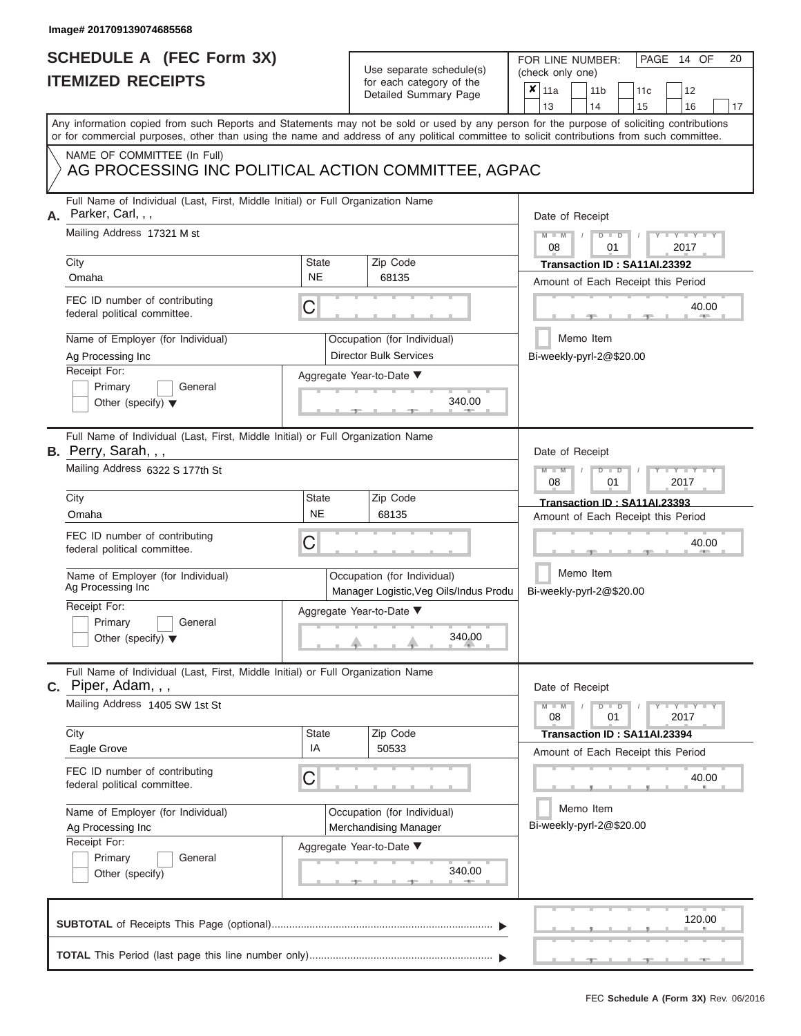Image# 201709139074685568

# SCHEDULE A (FEC Form 3X)
# ITEMIZED RECEIPTS

Use separate schedule(s) for each category of the Detailed Summary Page

FOR LINE NUMBER: (check only one)

- [x] 11a
- [ ] 11b
- [ ] 11c
- [ ] 12
- [ ] 13
- [ ] 14
- [ ] 15
- [ ] 16
- [ ] 17

PAGE 14 OF 20

Any information copied from such Reports and Statements may not be sold or used by any person for the purpose of soliciting contributions or for commercial purposes, other than using the name and address of any political committee to solicit contributions from such committee.

NAME OF COMMITTEE (In Full)
AG PROCESSING INC POLITICAL ACTION COMMITTEE, AGPAC

---

**A.** Full Name of Individual (Last, First, Middle Initial) or Full Organization Name: Parker, Carl, , ,

Mailing Address: 17321 M st

City: Omaha | State: NE | Zip Code: 68135

FEC ID number of contributing federal political committee: C

Name of Employer (for Individual): Ag Processing Inc

Occupation (for Individual): Director Bulk Services

Receipt For: [ ] Primary [ ] General [ ] Other (specify)

Aggregate Year-to-Date: 340.00

Date of Receipt: 08 / 01 / 2017

Transaction ID : SA11AI.23392

Amount of Each Receipt this Period: 40.00

[ ] Memo Item

Bi-weekly-pyrl-2@$20.00

---

**B.** Full Name of Individual (Last, First, Middle Initial) or Full Organization Name: Perry, Sarah, , ,

Mailing Address: 6322 S 177th St

City: Omaha | State: NE | Zip Code: 68135

FEC ID number of contributing federal political committee: C

Name of Employer (for Individual): Ag Processing Inc

Occupation (for Individual): Manager Logistic,Veg Oils/Indus Produ

Receipt For: [ ] Primary [ ] General [ ] Other (specify)

Aggregate Year-to-Date: 340.00

Date of Receipt: 08 / 01 / 2017

Transaction ID : SA11AI.23393

Amount of Each Receipt this Period: 40.00

[ ] Memo Item

Bi-weekly-pyrl-2@$20.00

---

**C.** Full Name of Individual (Last, First, Middle Initial) or Full Organization Name: Piper, Adam, , ,

Mailing Address: 1405 SW 1st St

City: Eagle Grove | State: IA | Zip Code: 50533

FEC ID number of contributing federal political committee: C

Name of Employer (for Individual): Ag Processing Inc

Occupation (for Individual): Merchandising Manager

Receipt For: [ ] Primary [ ] General [ ] Other (specify)

Aggregate Year-to-Date: 340.00

Date of Receipt: 08 / 01 / 2017

Transaction ID : SA11AI.23394

Amount of Each Receipt this Period: 40.00

[ ] Memo Item

Bi-weekly-pyrl-2@$20.00

---

**SUBTOTAL** of Receipts This Page (optional): 120.00

**TOTAL** This Period (last page this line number only):

FEC **Schedule A (Form 3X)** Rev. 06/2016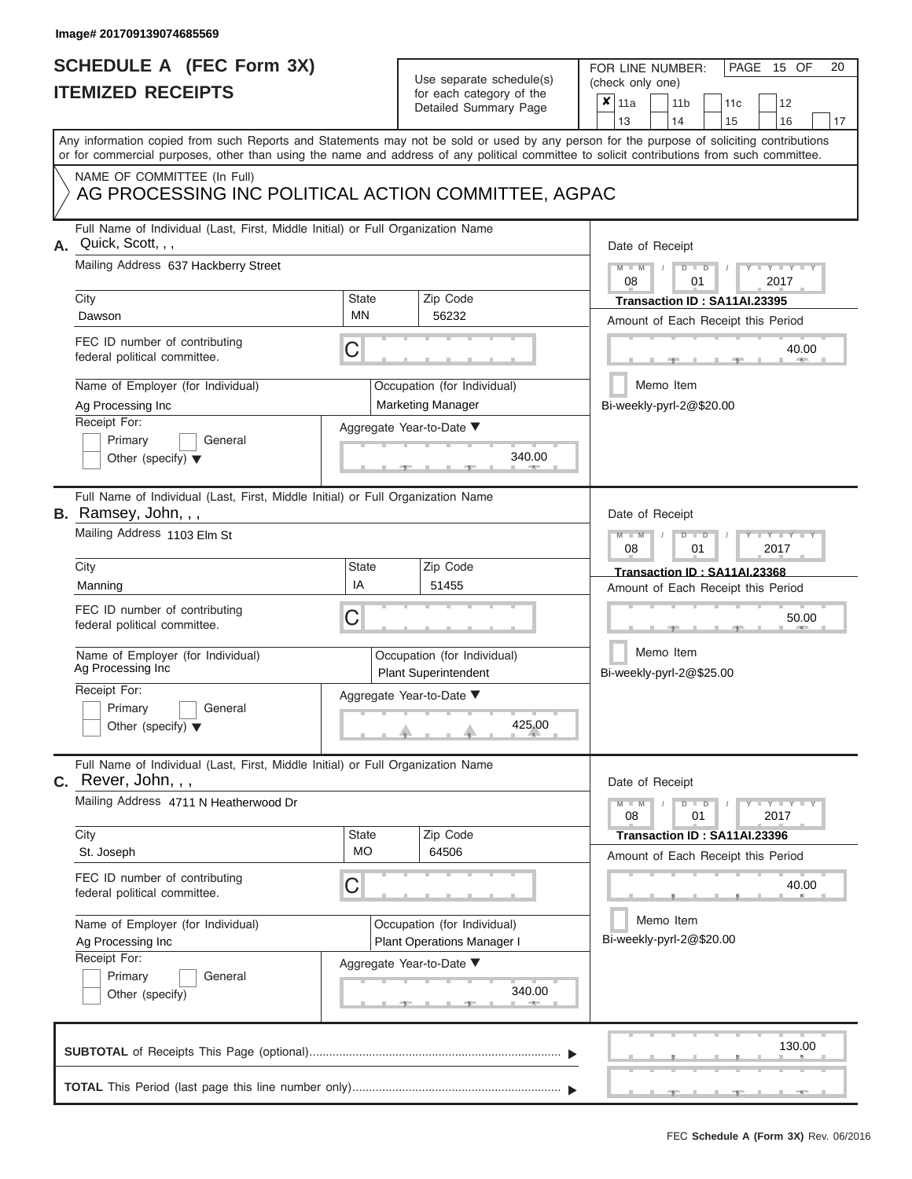Image# 201709139074685569

# SCHEDULE A (FEC Form 3X)
# ITEMIZED RECEIPTS

Use separate schedule(s) for each category of the Detailed Summary Page

FOR LINE NUMBER: (check only one)

PAGE 15 OF 20

| | | | | | | | |
|---|---|---|---|---|---|---|---|
| ✘ | 11a | | 11b | | 11c | | 12 |
| | 13 | | 14 | | 15 | | 16 | | 17 |

Any information copied from such Reports and Statements may not be sold or used by any person for the purpose of soliciting contributions or for commercial purposes, other than using the name and address of any political committee to solicit contributions from such committee.

NAME OF COMMITTEE (In Full)
AG PROCESSING INC POLITICAL ACTION COMMITTEE, AGPAC

---

**A.** Full Name of Individual (Last, First, Middle Initial) or Full Organization Name
Quick, Scott, , ,

Mailing Address 637 Hackberry Street

City: Dawson | State: MN | Zip Code: 56232

FEC ID number of contributing federal political committee. C

Name of Employer (for Individual): Ag Processing Inc
Occupation (for Individual): Marketing Manager

Receipt For: Primary / General / Other (specify)

Aggregate Year-to-Date: 340.00

Date of Receipt: 08 / 01 / 2017
Transaction ID : SA11AI.23395
Amount of Each Receipt this Period: 40.00
Memo Item
Bi-weekly-pyrl-2@$20.00

---

**B.** Full Name of Individual (Last, First, Middle Initial) or Full Organization Name
Ramsey, John, , ,

Mailing Address 1103 Elm St

City: Manning | State: IA | Zip Code: 51455

FEC ID number of contributing federal political committee. C

Name of Employer (for Individual): Ag Processing Inc
Occupation (for Individual): Plant Superintendent

Receipt For: Primary / General / Other (specify)

Aggregate Year-to-Date: 425.00

Date of Receipt: 08 / 01 / 2017
Transaction ID : SA11AI.23368
Amount of Each Receipt this Period: 50.00
Memo Item
Bi-weekly-pyrl-2@$25.00

---

**C.** Full Name of Individual (Last, First, Middle Initial) or Full Organization Name
Rever, John, , ,

Mailing Address 4711 N Heatherwood Dr

City: St. Joseph | State: MO | Zip Code: 64506

FEC ID number of contributing federal political committee. C

Name of Employer (for Individual): Ag Processing Inc
Occupation (for Individual): Plant Operations Manager I

Receipt For: Primary / General / Other (specify)

Aggregate Year-to-Date: 340.00

Date of Receipt: 08 / 01 / 2017
Transaction ID : SA11AI.23396
Amount of Each Receipt this Period: 40.00
Memo Item
Bi-weekly-pyrl-2@$20.00

---

**SUBTOTAL** of Receipts This Page (optional): 130.00

**TOTAL** This Period (last page this line number only):

FEC **Schedule A (Form 3X)** Rev. 06/2016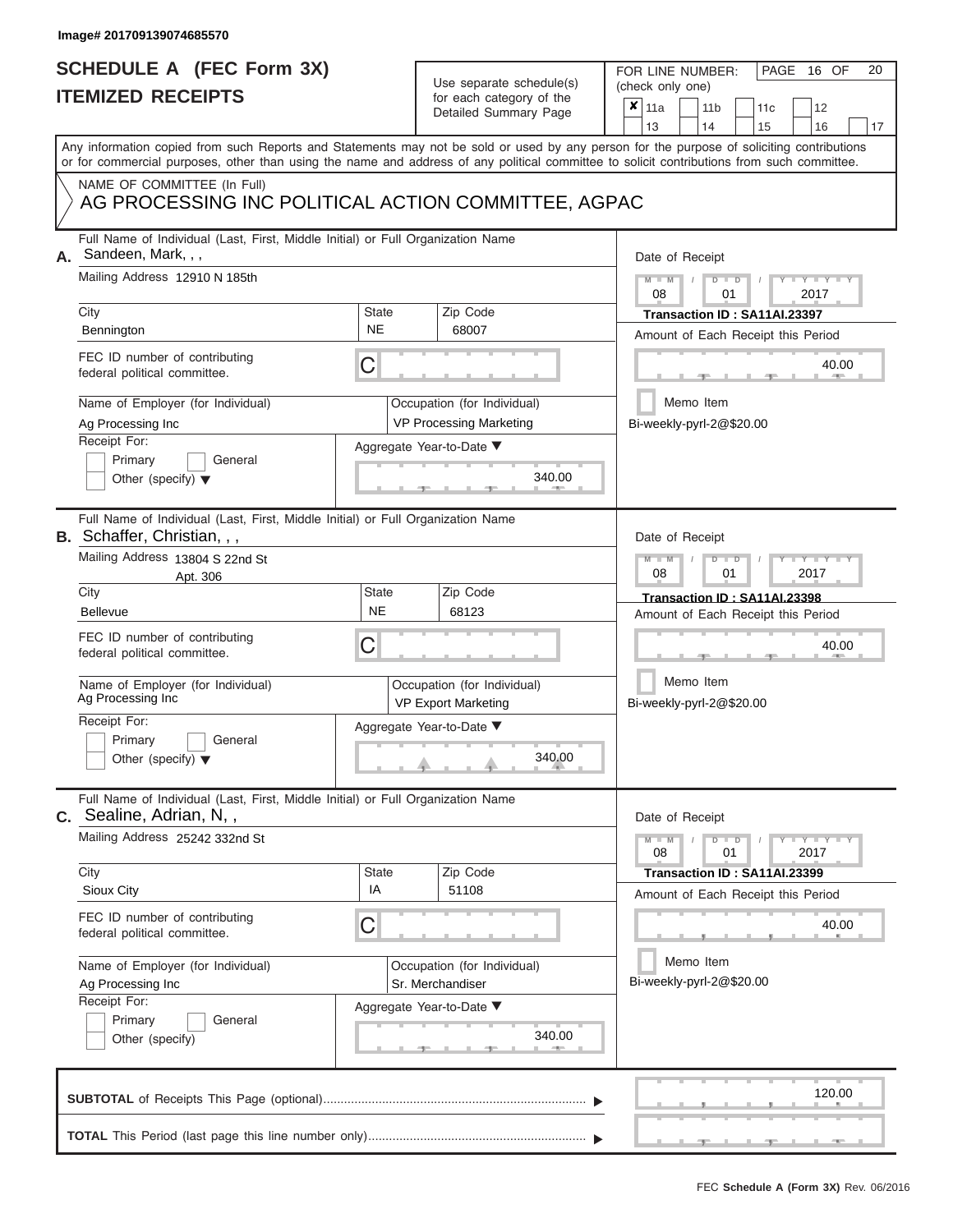Image# 201709139074685570

# SCHEDULE A (FEC Form 3X)
# ITEMIZED RECEIPTS

Use separate schedule(s) for each category of the Detailed Summary Page

FOR LINE NUMBER: (check only one)

PAGE 16 OF 20

☒ 11a ☐ 11b ☐ 11c ☐ 12 ☐ 13 ☐ 14 ☐ 15 ☐ 16 ☐ 17

Any information copied from such Reports and Statements may not be sold or used by any person for the purpose of soliciting contributions or for commercial purposes, other than using the name and address of any political committee to solicit contributions from such committee.

NAME OF COMMITTEE (In Full)
AG PROCESSING INC POLITICAL ACTION COMMITTEE, AGPAC

---

**A.** Full Name of Individual (Last, First, Middle Initial) or Full Organization Name: Sandeen, Mark, , ,

Mailing Address: 12910 N 185th

City: Bennington | State: NE | Zip Code: 68007

FEC ID number of contributing federal political committee: C

Name of Employer (for Individual): Ag Processing Inc

Occupation (for Individual): VP Processing Marketing

Receipt For: ☐ Primary ☐ General ☐ Other (specify)

Aggregate Year-to-Date: 340.00

Date of Receipt: 08 / 01 / 2017

Transaction ID : SA11AI.23397

Amount of Each Receipt this Period: 40.00

☐ Memo Item

Bi-weekly-pyrl-2@$20.00

---

**B.** Full Name of Individual (Last, First, Middle Initial) or Full Organization Name: Schaffer, Christian, , ,

Mailing Address: 13804 S 22nd St, Apt. 306

City: Bellevue | State: NE | Zip Code: 68123

FEC ID number of contributing federal political committee: C

Name of Employer (for Individual): Ag Processing Inc

Occupation (for Individual): VP Export Marketing

Receipt For: ☐ Primary ☐ General ☐ Other (specify)

Aggregate Year-to-Date: 340.00

Date of Receipt: 08 / 01 / 2017

Transaction ID : SA11AI.23398

Amount of Each Receipt this Period: 40.00

☐ Memo Item

Bi-weekly-pyrl-2@$20.00

---

**C.** Full Name of Individual (Last, First, Middle Initial) or Full Organization Name: Sealine, Adrian, N, ,

Mailing Address: 25242 332nd St

City: Sioux City | State: IA | Zip Code: 51108

FEC ID number of contributing federal political committee: C

Name of Employer (for Individual): Ag Processing Inc

Occupation (for Individual): Sr. Merchandiser

Receipt For: ☐ Primary ☐ General ☐ Other (specify)

Aggregate Year-to-Date: 340.00

Date of Receipt: 08 / 01 / 2017

Transaction ID : SA11AI.23399

Amount of Each Receipt this Period: 40.00

☐ Memo Item

Bi-weekly-pyrl-2@$20.00

---

**SUBTOTAL** of Receipts This Page (optional): 120.00

**TOTAL** This Period (last page this line number only):

FEC **Schedule A (Form 3X)** Rev. 06/2016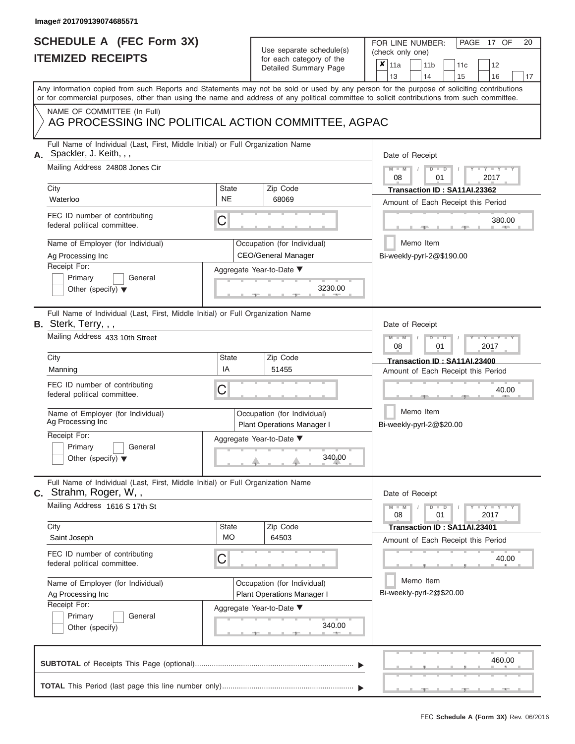Image# 201709139074685571

# SCHEDULE A (FEC Form 3X)
# ITEMIZED RECEIPTS

Use separate schedule(s) for each category of the Detailed Summary Page

FOR LINE NUMBER: (check only one)

- [x] 11a
- [ ] 11b
- [ ] 11c
- [ ] 12
- [ ] 13
- [ ] 14
- [ ] 15
- [ ] 16
- [ ] 17

PAGE 17 OF 20

Any information copied from such Reports and Statements may not be sold or used by any person for the purpose of soliciting contributions or for commercial purposes, other than using the name and address of any political committee to solicit contributions from such committee.

NAME OF COMMITTEE (In Full)
AG PROCESSING INC POLITICAL ACTION COMMITTEE, AGPAC

---

**A.** Full Name of Individual (Last, First, Middle Initial) or Full Organization Name: Spackler, J. Keith, , ,

Mailing Address: 24808 Jones Cir

City: Waterloo | State: NE | Zip Code: 68069

FEC ID number of contributing federal political committee: C

Name of Employer (for Individual): Ag Processing Inc

Occupation (for Individual): CEO/General Manager

Receipt For: Primary / General / Other (specify)

Aggregate Year-to-Date: 3230.00

Date of Receipt: 08 / 01 / 2017

Transaction ID : SA11AI.23362

Amount of Each Receipt this Period: 380.00

Memo Item

Bi-weekly-pyrl-2@$190.00

---

**B.** Full Name of Individual (Last, First, Middle Initial) or Full Organization Name: Sterk, Terry, , ,

Mailing Address: 433 10th Street

City: Manning | State: IA | Zip Code: 51455

FEC ID number of contributing federal political committee: C

Name of Employer (for Individual): Ag Processing Inc

Occupation (for Individual): Plant Operations Manager I

Receipt For: Primary / General / Other (specify)

Aggregate Year-to-Date: 340.00

Date of Receipt: 08 / 01 / 2017

Transaction ID : SA11AI.23400

Amount of Each Receipt this Period: 40.00

Memo Item

Bi-weekly-pyrl-2@$20.00

---

**C.** Full Name of Individual (Last, First, Middle Initial) or Full Organization Name: Strahm, Roger, W, ,

Mailing Address: 1616 S 17th St

City: Saint Joseph | State: MO | Zip Code: 64503

FEC ID number of contributing federal political committee: C

Name of Employer (for Individual): Ag Processing Inc

Occupation (for Individual): Plant Operations Manager I

Receipt For: Primary / General / Other (specify)

Aggregate Year-to-Date: 340.00

Date of Receipt: 08 / 01 / 2017

Transaction ID : SA11AI.23401

Amount of Each Receipt this Period: 40.00

Memo Item

Bi-weekly-pyrl-2@$20.00

---

**SUBTOTAL** of Receipts This Page (optional): 460.00

**TOTAL** This Period (last page this line number only):

FEC Schedule A (Form 3X) Rev. 06/2016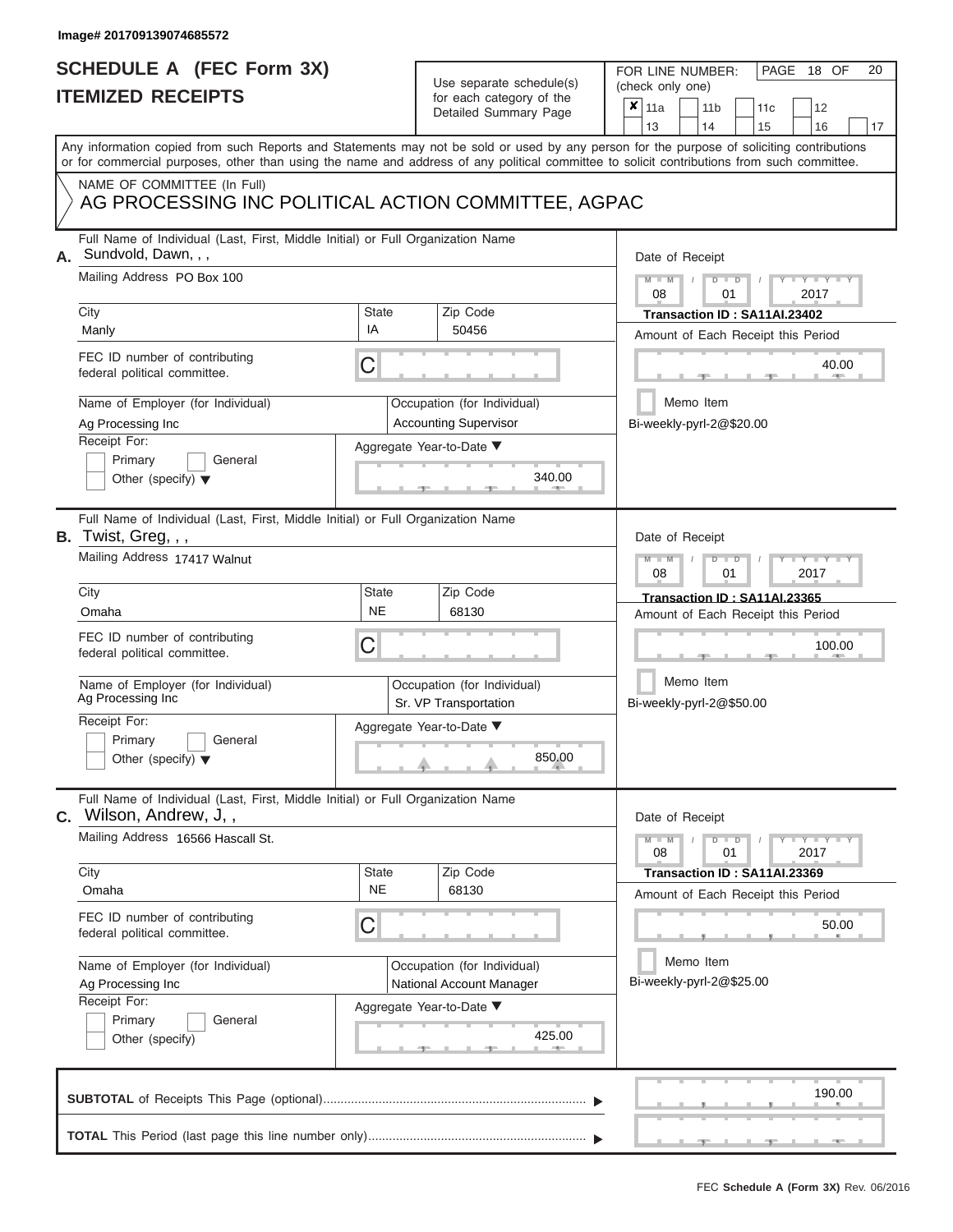Image# 201709139074685572

# SCHEDULE A (FEC Form 3X) ITEMIZED RECEIPTS

Use separate schedule(s) for each category of the Detailed Summary Page

FOR LINE NUMBER: (check only one)

- [x] 11a
- [ ] 11b
- [ ] 11c
- [ ] 12
- [ ] 13
- [ ] 14
- [ ] 15
- [ ] 16
- [ ] 17

PAGE 18 OF 20

Any information copied from such Reports and Statements may not be sold or used by any person for the purpose of soliciting contributions or for commercial purposes, other than using the name and address of any political committee to solicit contributions from such committee.

NAME OF COMMITTEE (In Full)
AG PROCESSING INC POLITICAL ACTION COMMITTEE, AGPAC

---

**A.** Full Name of Individual (Last, First, Middle Initial) or Full Organization Name: Sundvold, Dawn, , ,

Mailing Address: PO Box 100

City: Manly | State: IA | Zip Code: 50456

FEC ID number of contributing federal political committee: C

Name of Employer (for Individual): Ag Processing Inc

Occupation (for Individual): Accounting Supervisor

Receipt For: Primary / General / Other (specify)

Aggregate Year-to-Date: 340.00

Date of Receipt: 08 / 01 / 2017

Transaction ID : SA11AI.23402

Amount of Each Receipt this Period: 40.00

Memo Item

Bi-weekly-pyrl-2@$20.00

---

**B.** Full Name of Individual (Last, First, Middle Initial) or Full Organization Name: Twist, Greg, , ,

Mailing Address: 17417 Walnut

City: Omaha | State: NE | Zip Code: 68130

FEC ID number of contributing federal political committee: C

Name of Employer (for Individual): Ag Processing Inc

Occupation (for Individual): Sr. VP Transportation

Receipt For: Primary / General / Other (specify)

Aggregate Year-to-Date: 850.00

Date of Receipt: 08 / 01 / 2017

Transaction ID : SA11AI.23365

Amount of Each Receipt this Period: 100.00

Memo Item

Bi-weekly-pyrl-2@$50.00

---

**C.** Full Name of Individual (Last, First, Middle Initial) or Full Organization Name: Wilson, Andrew, J, ,

Mailing Address: 16566 Hascall St.

City: Omaha | State: NE | Zip Code: 68130

FEC ID number of contributing federal political committee: C

Name of Employer (for Individual): Ag Processing Inc

Occupation (for Individual): National Account Manager

Receipt For: Primary / General / Other (specify)

Aggregate Year-to-Date: 425.00

Date of Receipt: 08 / 01 / 2017

Transaction ID : SA11AI.23369

Amount of Each Receipt this Period: 50.00

Memo Item

Bi-weekly-pyrl-2@$25.00

---

**SUBTOTAL** of Receipts This Page (optional): 190.00

**TOTAL** This Period (last page this line number only):

FEC Schedule A (Form 3X) Rev. 06/2016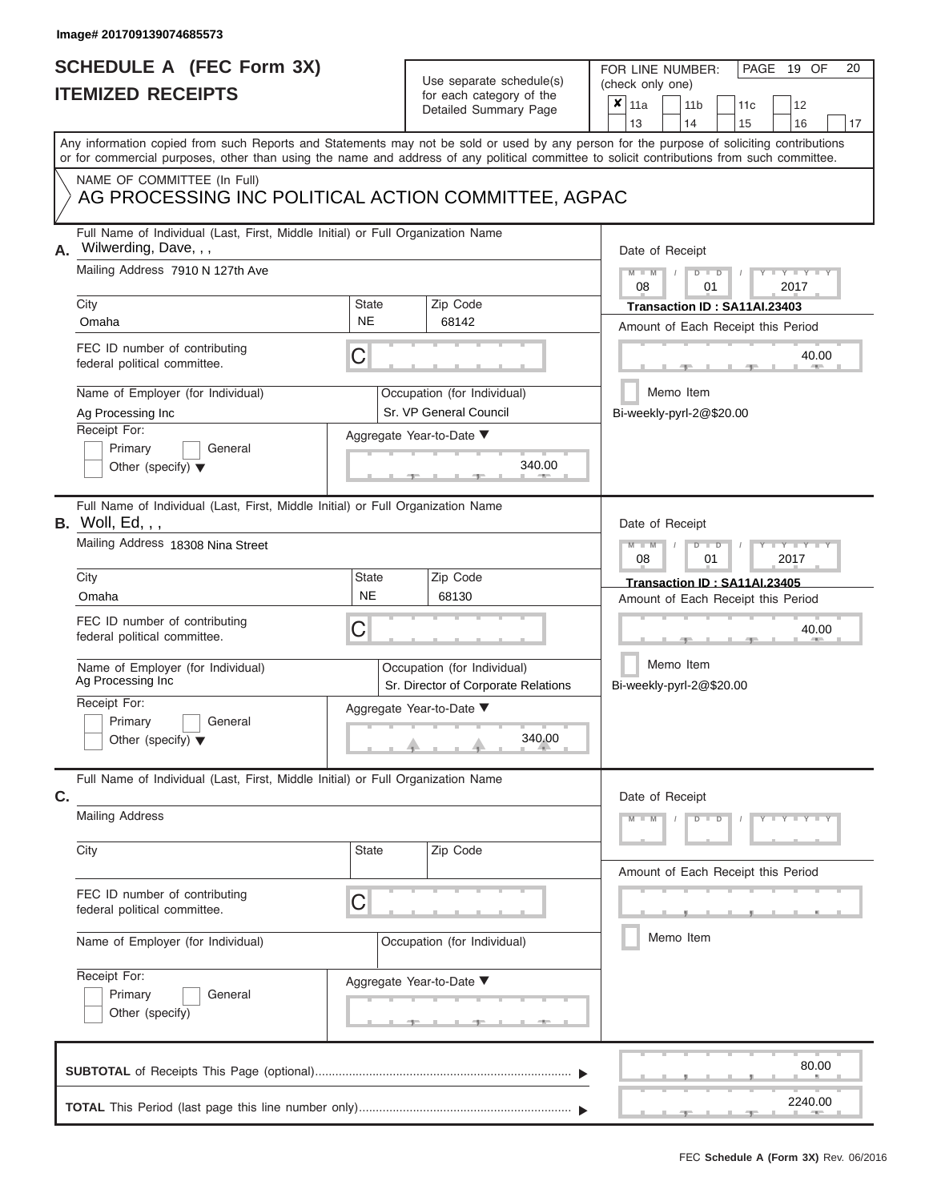Image# 201709139074685573

# SCHEDULE A (FEC Form 3X)
## ITEMIZED RECEIPTS

Use separate schedule(s) for each category of the Detailed Summary Page

FOR LINE NUMBER: (check only one)

- [x] 11a
- [ ] 11b
- [ ] 11c
- [ ] 12
- [ ] 13
- [ ] 14
- [ ] 15
- [ ] 16
- [ ] 17

Any information copied from such Reports and Statements may not be sold or used by any person for the purpose of soliciting contributions or for commercial purposes, other than using the name and address of any political committee to solicit contributions from such committee.

NAME OF COMMITTEE (In Full)
AG PROCESSING INC POLITICAL ACTION COMMITTEE, AGPAC

---

**A.** Full Name of Individual (Last, First, Middle Initial) or Full Organization Name: Wilwerding, Dave, , ,

Mailing Address: 7910 N 127th Ave

City: Omaha | State: NE | Zip Code: 68142

FEC ID number of contributing federal political committee: C

Name of Employer (for Individual): Ag Processing Inc

Occupation (for Individual): Sr. VP General Council

Receipt For: Primary / General / Other (specify)

Aggregate Year-to-Date: 340.00

Date of Receipt: 08 / 01 / 2017

Transaction ID : SA11AI.23403

Amount of Each Receipt this Period: 40.00

Memo Item

Bi-weekly-pyrl-2@$20.00

---

**B.** Full Name of Individual (Last, First, Middle Initial) or Full Organization Name: Woll, Ed, , ,

Mailing Address: 18308 Nina Street

City: Omaha | State: NE | Zip Code: 68130

FEC ID number of contributing federal political committee: C

Name of Employer (for Individual): Ag Processing Inc

Occupation (for Individual): Sr. Director of Corporate Relations

Receipt For: Primary / General / Other (specify)

Aggregate Year-to-Date: 340.00

Date of Receipt: 08 / 01 / 2017

Transaction ID : SA11AI.23405

Amount of Each Receipt this Period: 40.00

Memo Item

Bi-weekly-pyrl-2@$20.00

---

**C.** Full Name of Individual (Last, First, Middle Initial) or Full Organization Name:

Mailing Address:

City: | State: | Zip Code:

FEC ID number of contributing federal political committee: C

Name of Employer (for Individual):

Occupation (for Individual):

Receipt For: Primary / General / Other (specify)

Aggregate Year-to-Date:

Date of Receipt:

Amount of Each Receipt this Period:

Memo Item

---

**SUBTOTAL** of Receipts This Page (optional): 80.00

**TOTAL** This Period (last page this line number only): 2240.00

FEC **Schedule A (Form 3X)** Rev. 06/2016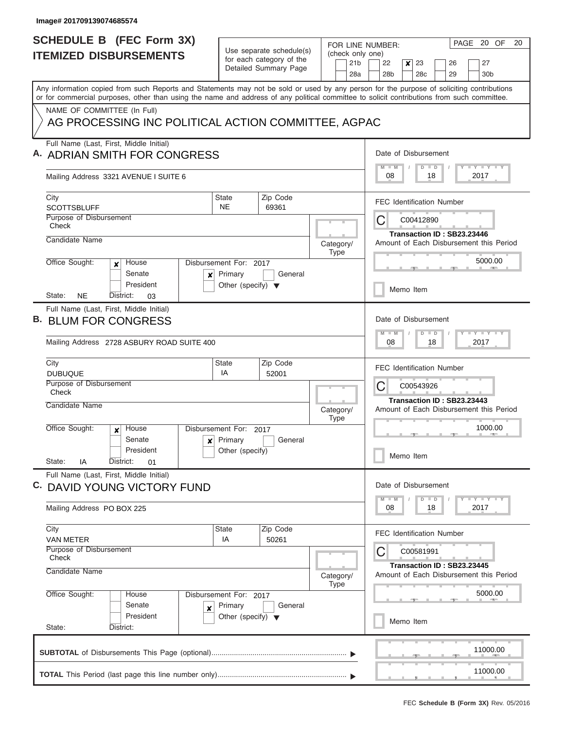Image# 201709139074685574

# SCHEDULE B (FEC Form 3X)
## ITEMIZED DISBURSEMENTS

Use separate schedule(s) for each category of the Detailed Summary Page

FOR LINE NUMBER: (check only one)
21b | 22 | **X** 23 | 26 | 27
28a | 28b | 28c | 29 | 30b

Any information copied from such Reports and Statements may not be sold or used by any person for the purpose of soliciting contributions or for commercial purposes, other than using the name and address of any political committee to solicit contributions from such committee.

NAME OF COMMITTEE (In Full)
AG PROCESSING INC POLITICAL ACTION COMMITTEE, AGPAC

---

**A.** Full Name (Last, First, Middle Initial): ADRIAN SMITH FOR CONGRESS

Mailing Address: 3321 AVENUE I SUITE 6

City: SCOTTSBLUFF | State: NE | Zip Code: 69361

Purpose of Disbursement: Check

Candidate Name:

Category/Type:

Office Sought: [X] House [ ] Senate [ ] President

State: NE District: 03

Disbursement For: 2017 [X] Primary [ ] General [ ] Other (specify)

Date of Disbursement: 08 / 18 / 2017

FEC Identification Number: C00412890

Transaction ID : SB23.23446

Amount of Each Disbursement this Period: 5000.00

[ ] Memo Item

---

**B.** Full Name (Last, First, Middle Initial): BLUM FOR CONGRESS

Mailing Address: 2728 ASBURY ROAD SUITE 400

City: DUBUQUE | State: IA | Zip Code: 52001

Purpose of Disbursement: Check

Candidate Name:

Category/Type:

Office Sought: [X] House [ ] Senate [ ] President

State: IA District: 01

Disbursement For: 2017 [X] Primary [ ] General [ ] Other (specify)

Date of Disbursement: 08 / 18 / 2017

FEC Identification Number: C00543926

Transaction ID : SB23.23443

Amount of Each Disbursement this Period: 1000.00

[ ] Memo Item

---

**C.** Full Name (Last, First, Middle Initial): DAVID YOUNG VICTORY FUND

Mailing Address: PO BOX 225

City: VAN METER | State: IA | Zip Code: 50261

Purpose of Disbursement: Check

Candidate Name:

Category/Type:

Office Sought: [ ] House [ ] Senate [ ] President

State: District:

Disbursement For: 2017 [X] Primary [ ] General [ ] Other (specify)

Date of Disbursement: 08 / 18 / 2017

FEC Identification Number: C00581991

Transaction ID : SB23.23445

Amount of Each Disbursement this Period: 5000.00

[ ] Memo Item

---

**SUBTOTAL** of Disbursements This Page (optional): 11000.00

**TOTAL** This Period (last page this line number only): 11000.00

FEC **Schedule B (Form 3X)** Rev. 05/2016